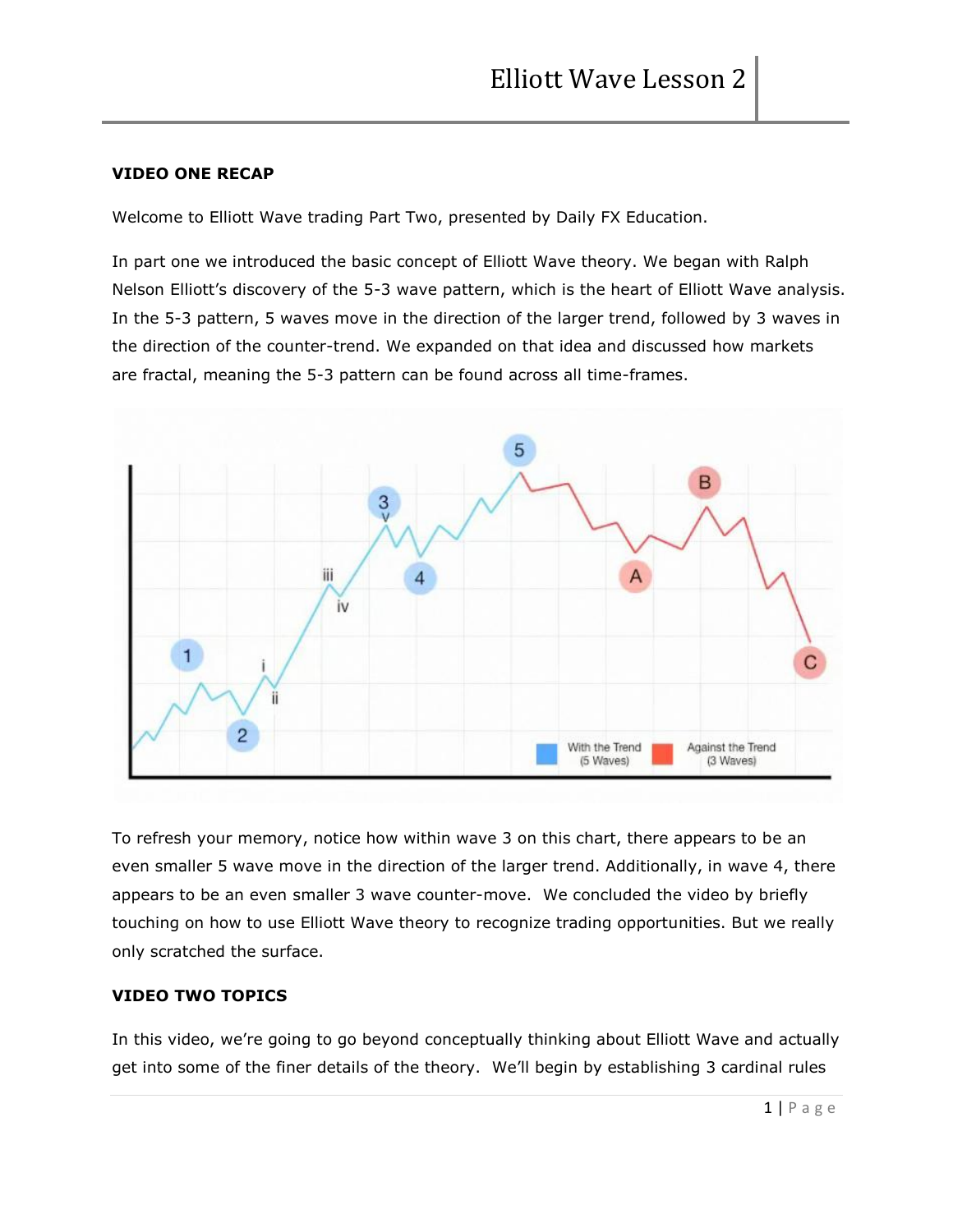### VIDEO ONE RECAP

Welcome to Elliott Wave trading Part Two, presented by Daily FX Education.

In part one we introduced the basic concept of Elliott Wave theory. We began with Ralph Nelson Elliott's discovery of the 5-3 wave pattern, which is the heart of Elliott Wave analysis. In the 5-3 pattern, 5 waves move in the direction of the larger trend, followed by 3 waves in the direction of the counter-trend. We expanded on that idea and discussed how markets are fractal, meaning the 5-3 pattern can be found across all time-frames.

To refresh your memory, notice how within wave 3 on this chart, there appears to be an even smaller 5 wave move in the direction of the larger trend. Additionally, in wave 4, there appears to be an even smaller 3 wave counter-move. We concluded the video by briefly touching on how to use Elliott Wave theory to recognize trading opportunities. But we really only scratched the surface.

### VIDEO TWO TOPICS

In this video, we're going to go beyond conceptually thinking about Elliott Wave and actually get into some of the finer details of the theory. We'll begin by establishing 3 cardinal rules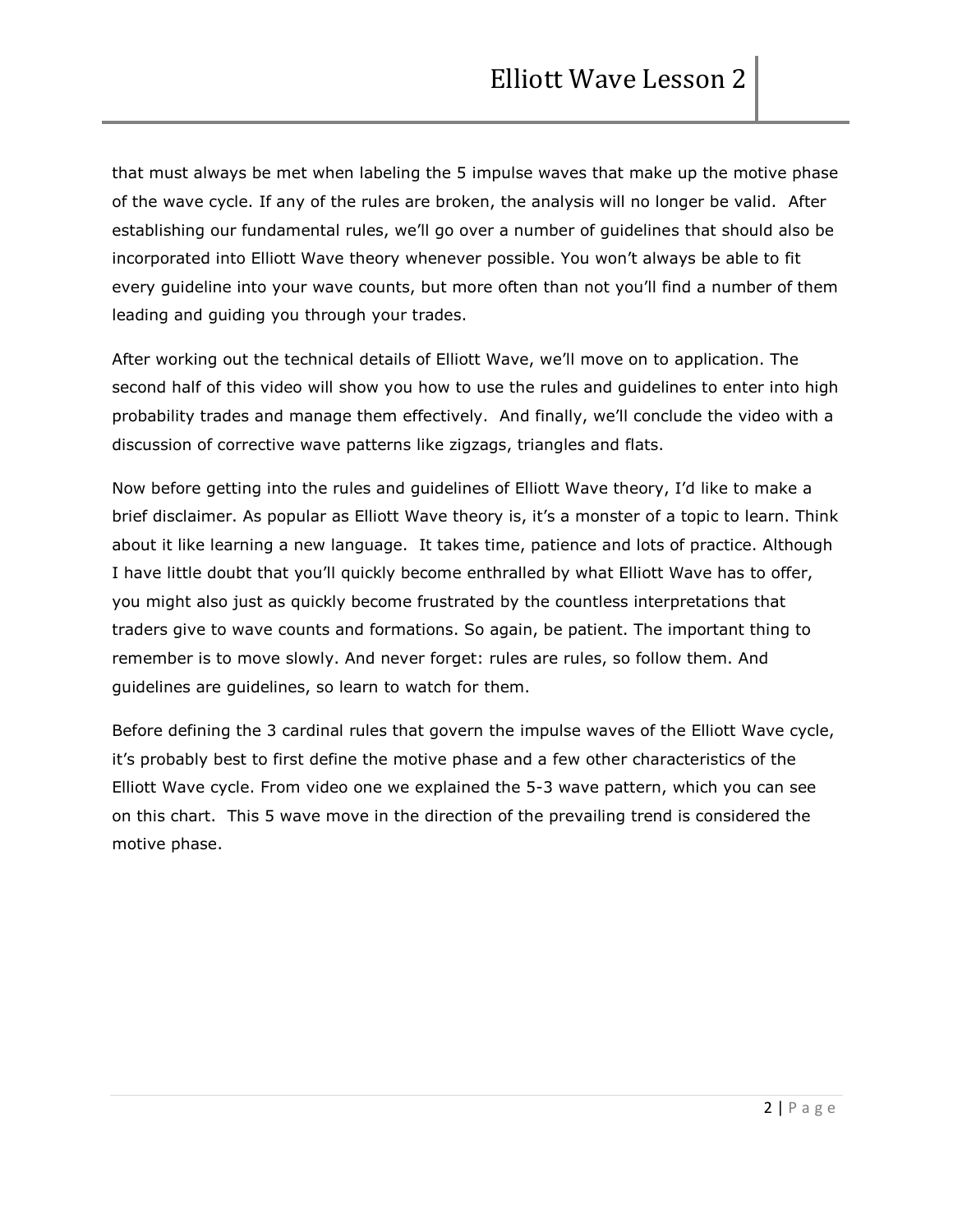that must always be met when labeling the 5 impulse waves that make up the motive phase of the wave cycle. If any of the rules are broken, the analysis will no longer be valid. After establishing our fundamental rules, we'll go over a number of guidelines that should also be incorporated into Elliott Wave theory whenever possible. You won't always be able to fit every guideline into your wave counts, but more often than not you'll find a number of them leading and guiding you through your trades.

After working out the technical details of Elliott Wave, we'll move on to application. The second half of this video will show you how to use the rules and guidelines to enter into high probability trades and manage them effectively. And finally, we'll conclude the video with a discussion of corrective wave patterns like zigzags, triangles and flats.

Now before getting into the rules and guidelines of Elliott Wave theory, I'd like to make a brief disclaimer. As popular as Elliott Wave theory is, it's a monster of a topic to learn. Think about it like learning a new language. It takes time, patience and lots of practice. Although I have little doubt that you'll quickly become enthralled by what Elliott Wave has to offer, you might also just as quickly become frustrated by the countless interpretations that traders give to wave counts and formations. So again, be patient. The important thing to remember is to move slowly. And never forget: rules are rules, so follow them. And guidelines are guidelines, so learn to watch for them.

Before defining the 3 cardinal rules that govern the impulse waves of the Elliott Wave cycle, it's probably best to first define the motive phase and a few other characteristics of the Elliott Wave cycle. From video one we explained the 5-3 wave pattern, which you can see on this chart. This 5 wave move in the direction of the prevailing trend is considered the motive phase.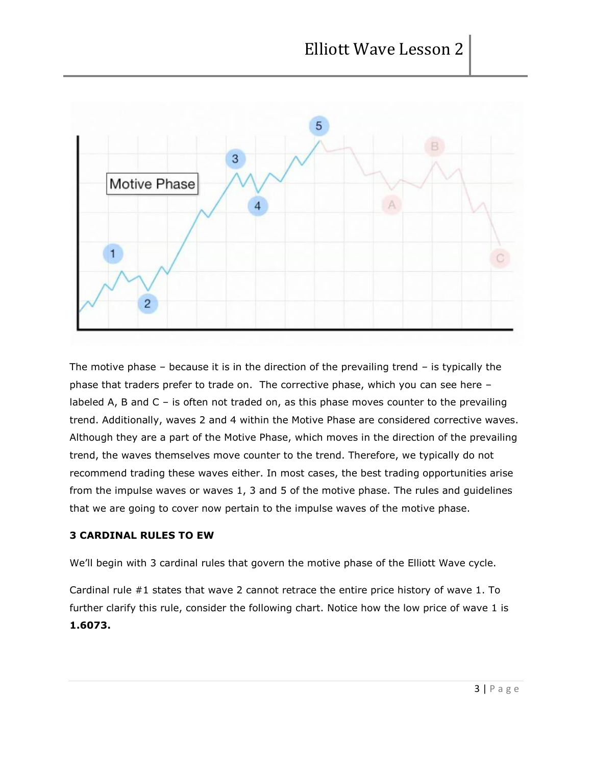The motive phase – because it is in the direction of the prevailing trend – is typically the phase that traders prefer to trade on. The corrective phase, which you can see here – labeled A, B and C – is often not traded on, as this phase moves counter to the prevailing trend. Additionally, waves 2 and 4 within the Motive Phase are considered corrective waves. Although they are a part of the Motive Phase, which moves in the direction of the prevailing trend, the waves themselves move counter to the trend. Therefore, we typically do not recommend trading these waves either. In most cases, the best trading opportunities arise from the impulse waves or waves 1, 3 and 5 of the motive phase. The rules and guidelines that we are going to cover now pertain to the impulse waves of the motive phase.

**3 CARDINAL RULES TO EW**

We'll begin with 3 cardinal rules that govern the motive phase of the Elliott Wave cycle.

Cardinal rule #1 states that wave 2 cannot retrace the entire price history of wave 1. To further clarify this rule, consider the following chart. Notice how the low price of wave 1 is **1.6073.**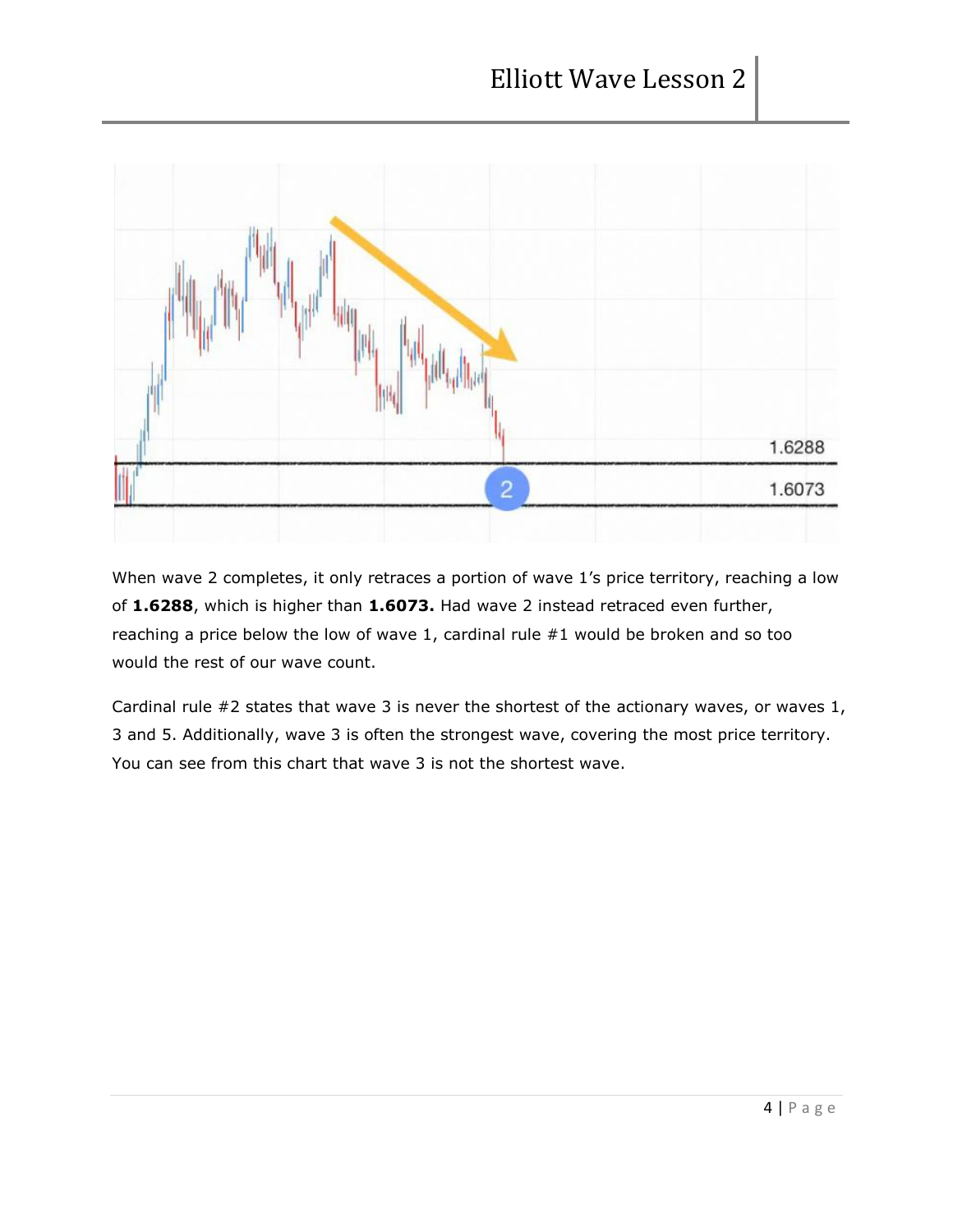When wave 2 completes, it only retraces a portion of wave 1's price territory, reaching a low of **1.6288**, which is higher than **1.6073.** Had wave 2 instead retraced even further, reaching a price below the low of wave 1, cardinal rule #1 would be broken and so too would the rest of our wave count.

Cardinal rule #2 states that wave 3 is never the shortest of the actionary waves, or waves 1, 3 and 5. Additionally, wave 3 is often the strongest wave, covering the most price territory. You can see from this chart that wave 3 is not the shortest wave.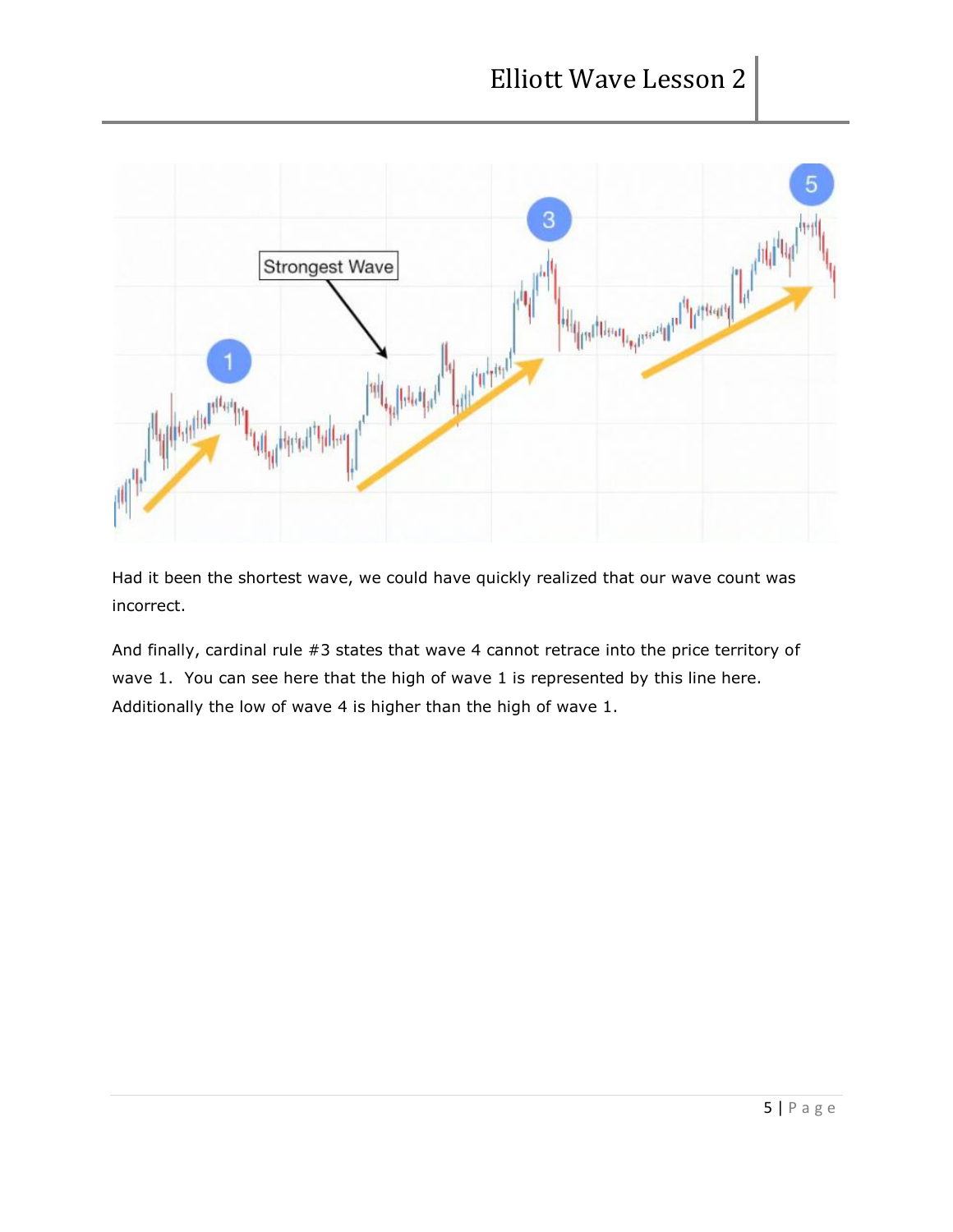Had it been the shortest wave, we could have quickly realized that our wave count was incorrect.

And finally, cardinal rule #3 states that wave 4 cannot retrace into the price territory of wave 1. You can see here that the high of wave 1 is represented by this line here. Additionally the low of wave 4 is higher than the high of wave 1.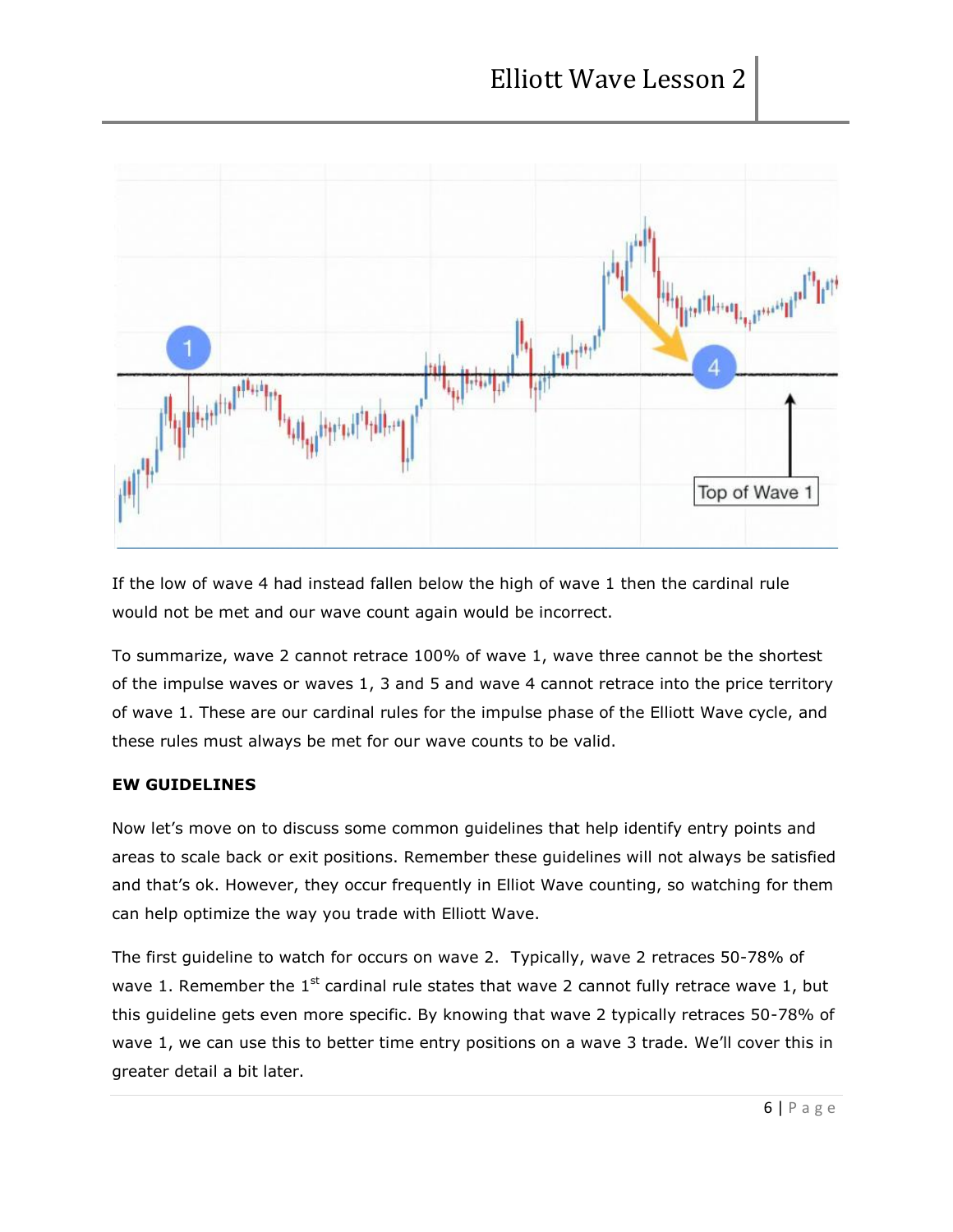If the low of wave 4 had instead fallen below the high of wave 1 then the cardinal rule would not be met and our wave count again would be incorrect.

To summarize, wave 2 cannot retrace 100% of wave 1, wave three cannot be the shortest of the impulse waves or waves 1, 3 and 5 and wave 4 cannot retrace into the price territory of wave 1. These are our cardinal rules for the impulse phase of the Elliott Wave cycle, and these rules must always be met for our wave counts to be valid.

**EW GUIDELINES**

Now let's move on to discuss some common guidelines that help identify entry points and areas to scale back or exit positions. Remember these guidelines will not always be satisfied and that's ok. However, they occur frequently in Elliot Wave counting, so watching for them can help optimize the way you trade with Elliott Wave.

The first guideline to watch for occurs on wave 2. Typically, wave 2 retraces 50-78% of wave 1. Remember the 1st cardinal rule states that wave 2 cannot fully retrace wave 1, but this guideline gets even more specific. By knowing that wave 2 typically retraces 50-78% of wave 1, we can use this to better time entry positions on a wave 3 trade. We'll cover this in greater detail a bit later.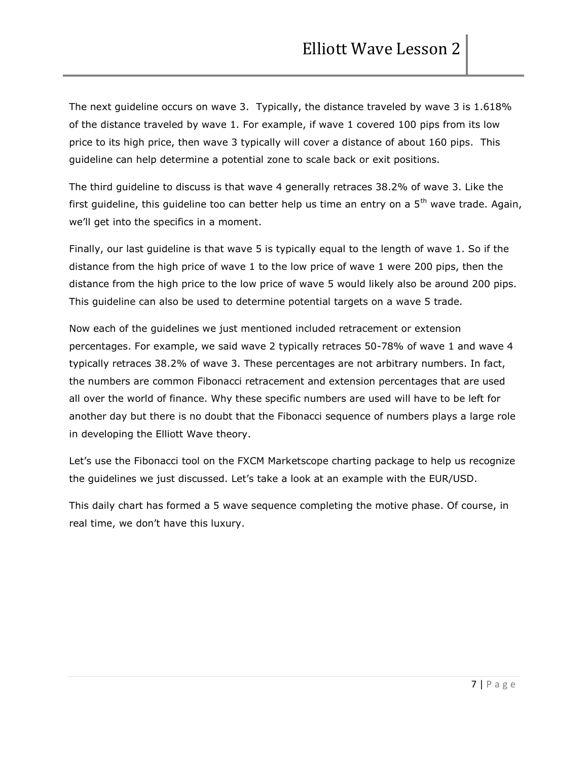The next guideline occurs on wave 3. Typically, the distance traveled by wave 3 is 1.618% of the distance traveled by wave 1. For example, if wave 1 covered 100 pips from its low price to its high price, then wave 3 typically will cover a distance of about 160 pips. This guideline can help determine a potential zone to scale back or exit positions.

The third guideline to discuss is that wave 4 generally retraces 38.2% of wave 3. Like the first guideline, this guideline too can better help us time an entry on a 5th wave trade. Again, we'll get into the specifics in a moment.

Finally, our last guideline is that wave 5 is typically equal to the length of wave 1. So if the distance from the high price of wave 1 to the low price of wave 1 were 200 pips, then the distance from the high price to the low price of wave 5 would likely also be around 200 pips. This guideline can also be used to determine potential targets on a wave 5 trade.

Now each of the guidelines we just mentioned included retracement or extension percentages. For example, we said wave 2 typically retraces 50-78% of wave 1 and wave 4 typically retraces 38.2% of wave 3. These percentages are not arbitrary numbers. In fact, the numbers are common Fibonacci retracement and extension percentages that are used all over the world of finance. Why these specific numbers are used will have to be left for another day but there is no doubt that the Fibonacci sequence of numbers plays a large role in developing the Elliott Wave theory.

Let's use the Fibonacci tool on the FXCM Marketscope charting package to help us recognize the guidelines we just discussed. Let's take a look at an example with the EUR/USD.

This daily chart has formed a 5 wave sequence completing the motive phase. Of course, in real time, we don't have this luxury.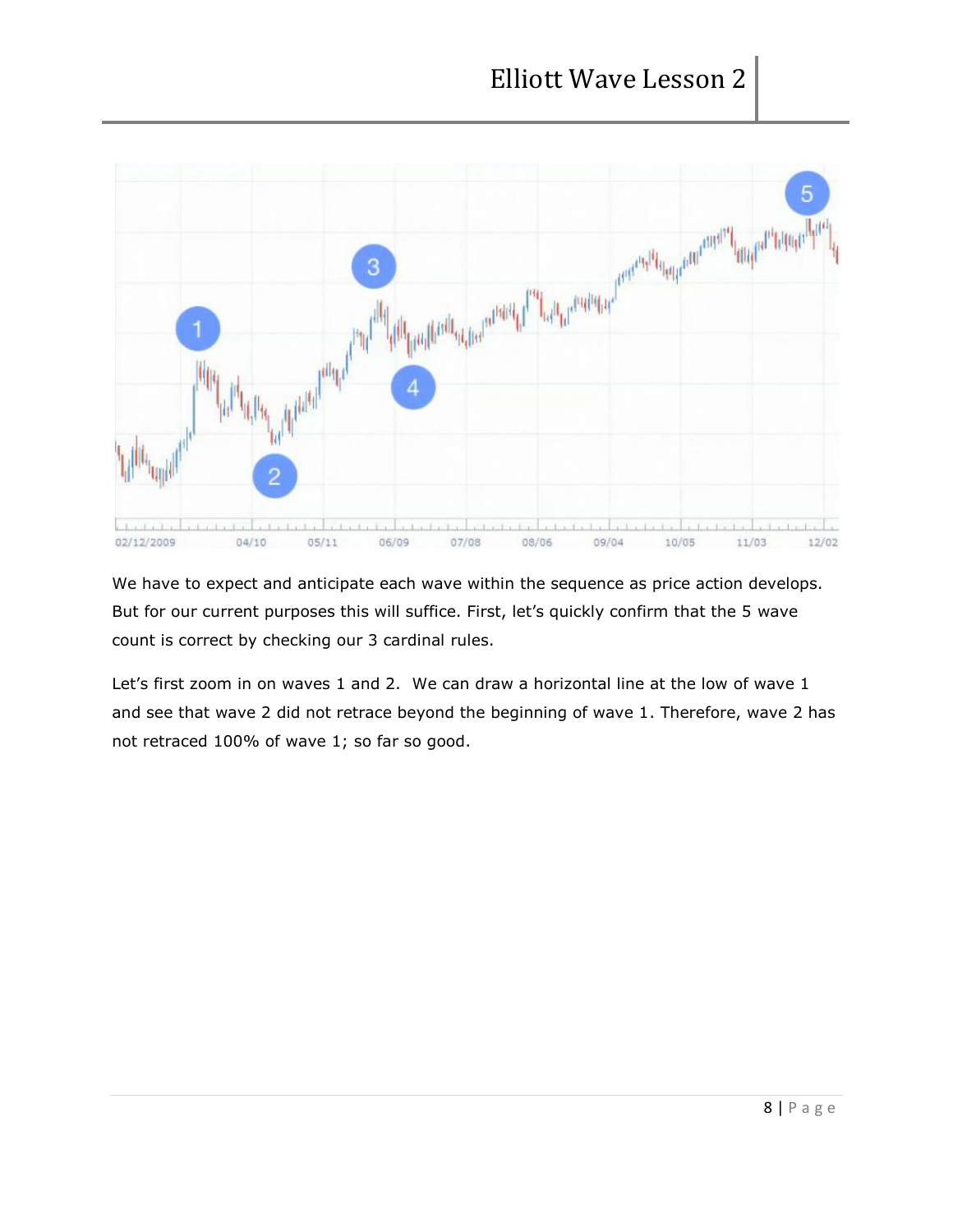We have to expect and anticipate each wave within the sequence as price action develops. But for our current purposes this will suffice. First, let's quickly confirm that the 5 wave count is correct by checking our 3 cardinal rules.

Let's first zoom in on waves 1 and 2. We can draw a horizontal line at the low of wave 1 and see that wave 2 did not retrace beyond the beginning of wave 1. Therefore, wave 2 has not retraced 100% of wave 1; so far so good.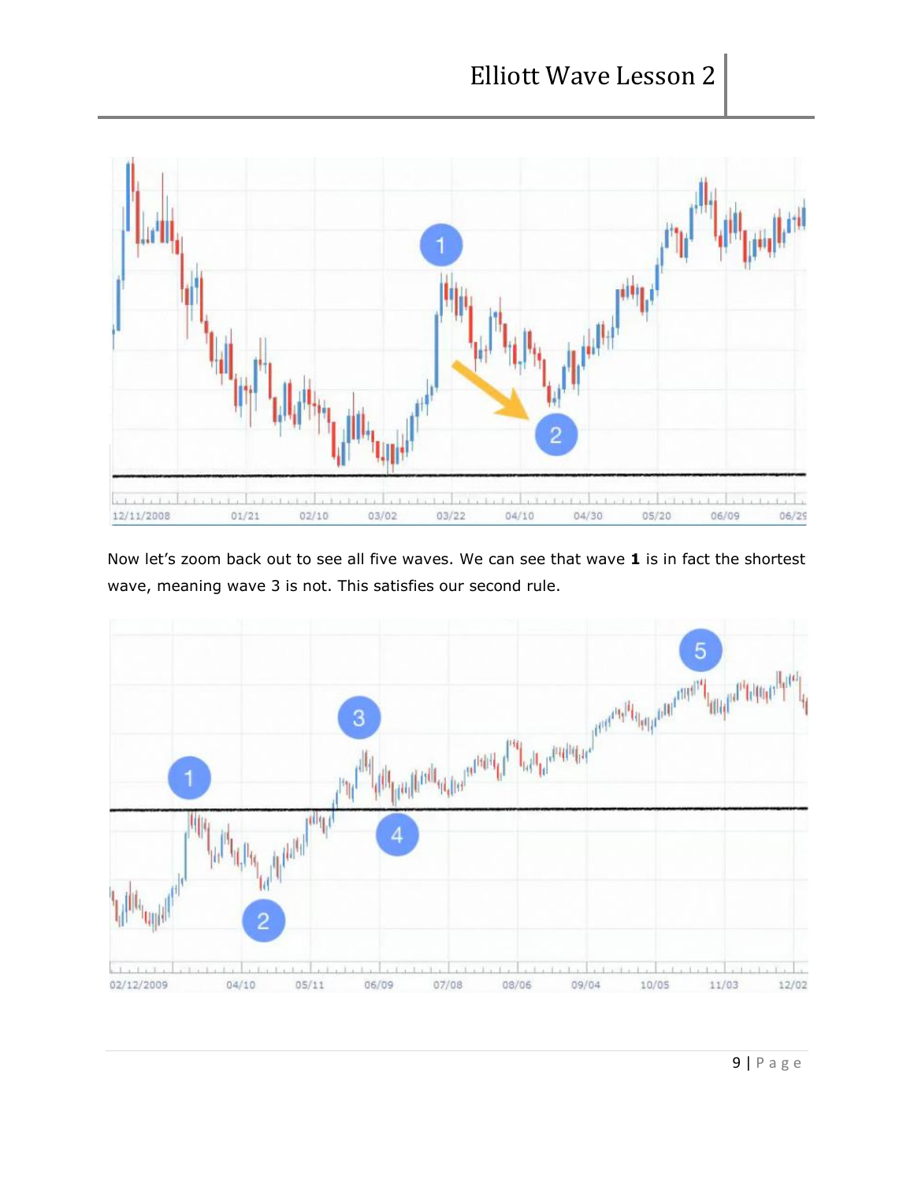Now let's zoom back out to see all five waves. We can see that wave **1** is in fact the shortest wave, meaning wave 3 is not. This satisfies our second rule.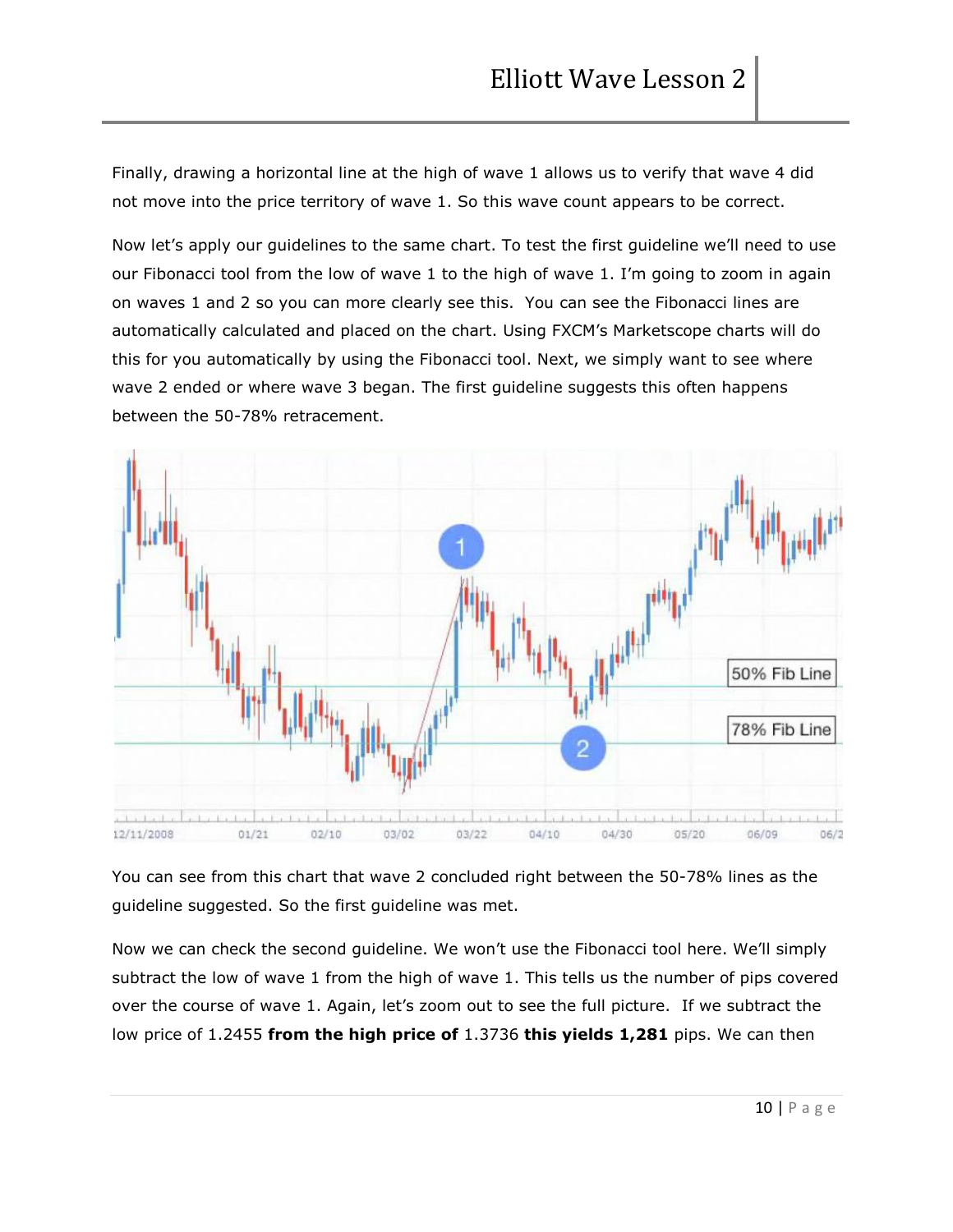Finally, drawing a horizontal line at the high of wave 1 allows us to verify that wave 4 did not move into the price territory of wave 1. So this wave count appears to be correct.

Now let's apply our guidelines to the same chart. To test the first guideline we'll need to use our Fibonacci tool from the low of wave 1 to the high of wave 1. I'm going to zoom in again on waves 1 and 2 so you can more clearly see this. You can see the Fibonacci lines are automatically calculated and placed on the chart. Using FXCM's Marketscope charts will do this for you automatically by using the Fibonacci tool. Next, we simply want to see where wave 2 ended or where wave 3 began. The first guideline suggests this often happens between the 50-78% retracement.

You can see from this chart that wave 2 concluded right between the 50-78% lines as the guideline suggested. So the first guideline was met.

Now we can check the second guideline. We won't use the Fibonacci tool here. We'll simply subtract the low of wave 1 from the high of wave 1. This tells us the number of pips covered over the course of wave 1. Again, let's zoom out to see the full picture. If we subtract the low price of 1.2455 **from the high price of** 1.3736 **this yields 1,281** pips. We can then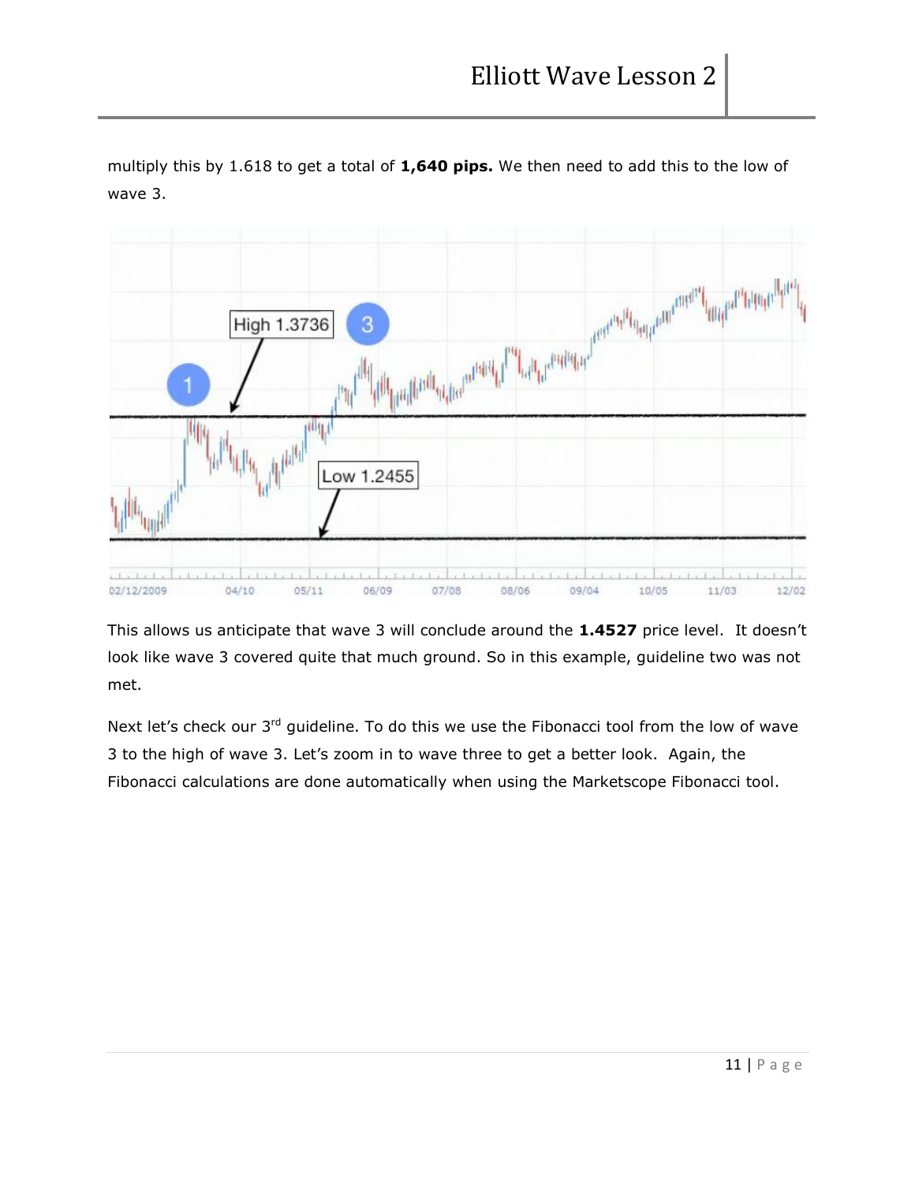multiply this by 1.618 to get a total of **1,640 pips.** We then need to add this to the low of wave 3.

This allows us anticipate that wave 3 will conclude around the **1.4527** price level. It doesn't look like wave 3 covered quite that much ground. So in this example, guideline two was not met.

Next let's check our 3rd guideline. To do this we use the Fibonacci tool from the low of wave 3 to the high of wave 3. Let's zoom in to wave three to get a better look. Again, the Fibonacci calculations are done automatically when using the Marketscope Fibonacci tool.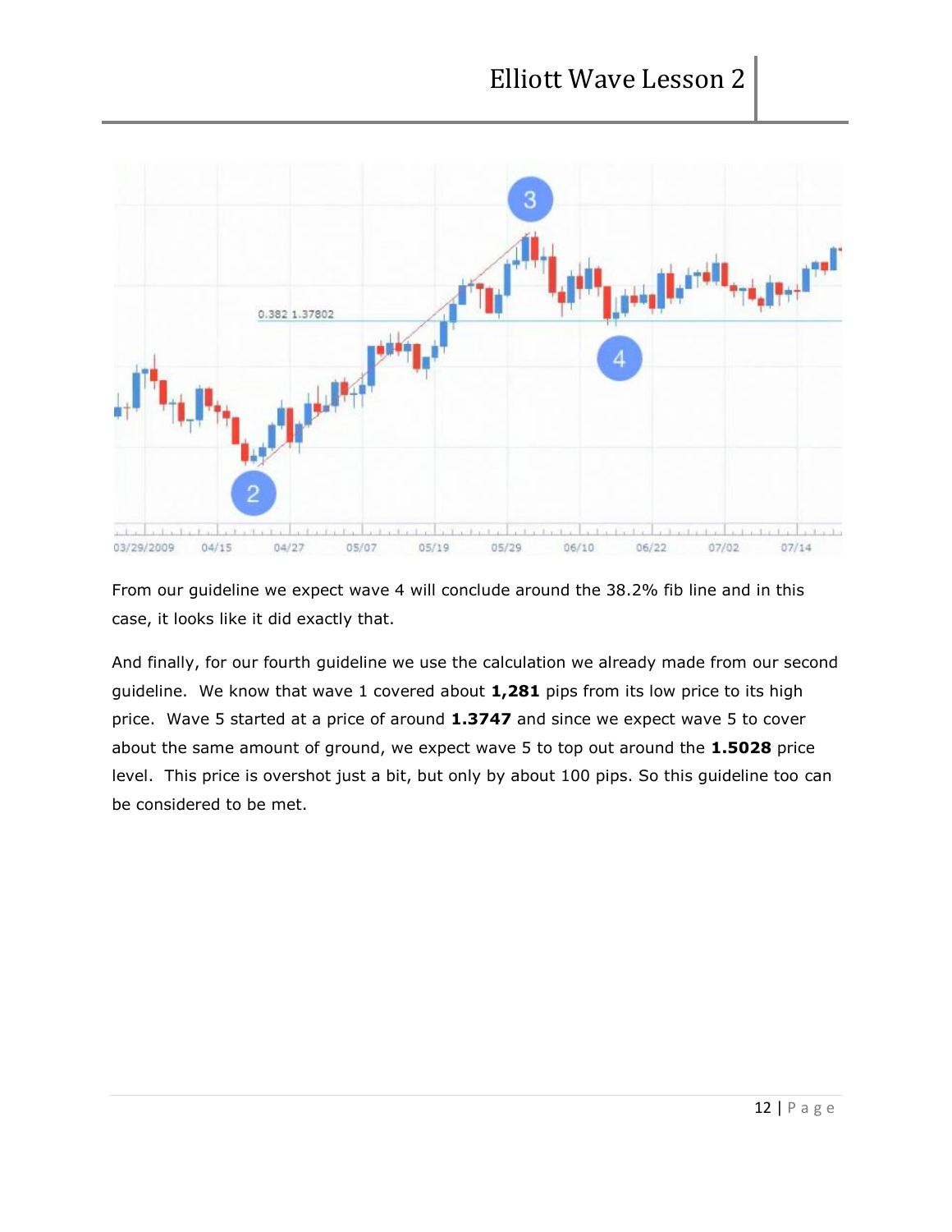From our guideline we expect wave 4 will conclude around the 38.2% fib line and in this case, it looks like it did exactly that.

And finally, for our fourth guideline we use the calculation we already made from our second guideline. We know that wave 1 covered about **1,281** pips from its low price to its high price. Wave 5 started at a price of around **1.3747** and since we expect wave 5 to cover about the same amount of ground, we expect wave 5 to top out around the **1.5028** price level. This price is overshot just a bit, but only by about 100 pips. So this guideline too can be considered to be met.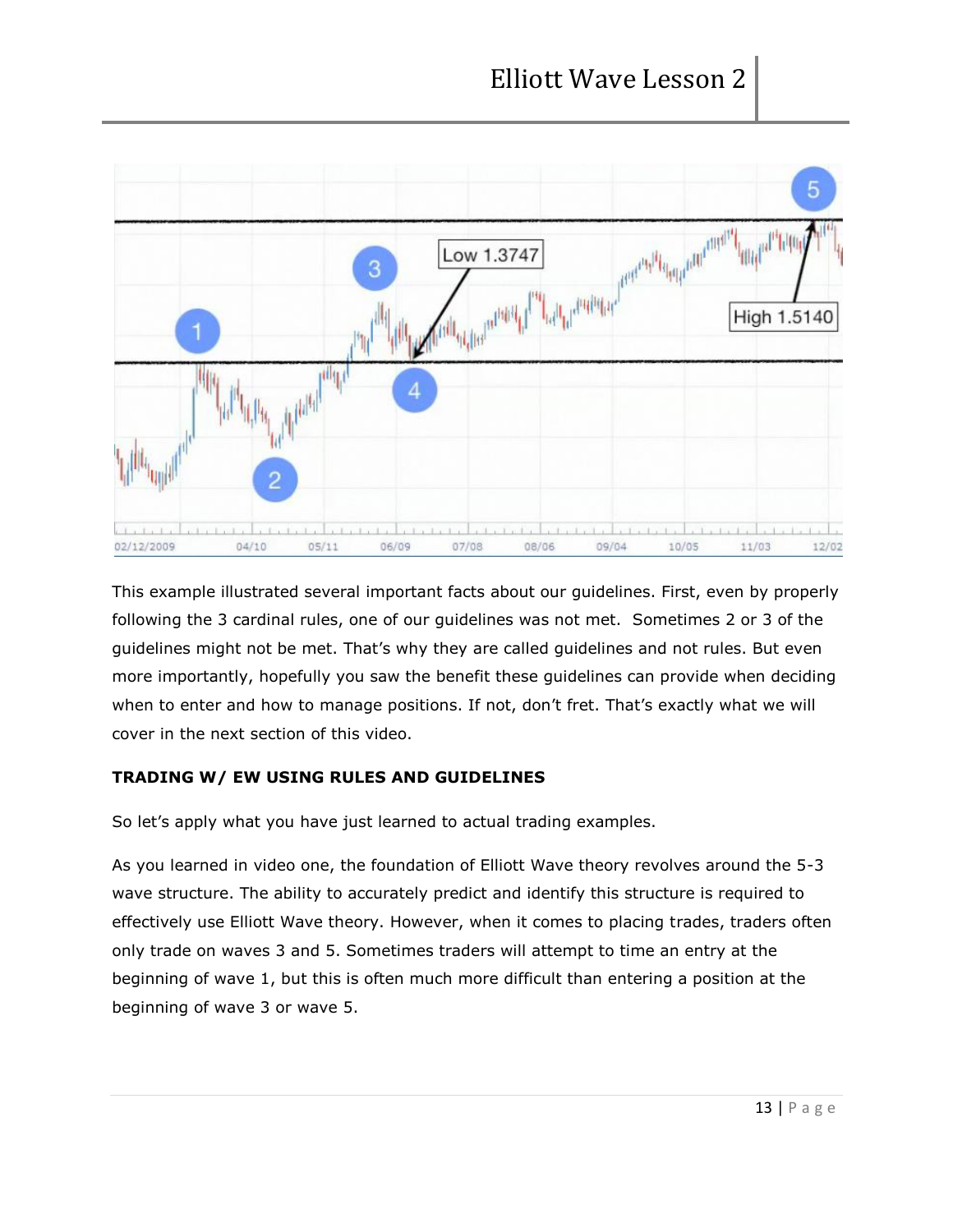This example illustrated several important facts about our guidelines. First, even by properly following the 3 cardinal rules, one of our guidelines was not met. Sometimes 2 or 3 of the guidelines might not be met. That's why they are called guidelines and not rules. But even more importantly, hopefully you saw the benefit these guidelines can provide when deciding when to enter and how to manage positions. If not, don't fret. That's exactly what we will cover in the next section of this video.

**TRADING W/ EW USING RULES AND GUIDELINES**

So let's apply what you have just learned to actual trading examples.

As you learned in video one, the foundation of Elliott Wave theory revolves around the 5-3 wave structure. The ability to accurately predict and identify this structure is required to effectively use Elliott Wave theory. However, when it comes to placing trades, traders often only trade on waves 3 and 5. Sometimes traders will attempt to time an entry at the beginning of wave 1, but this is often much more difficult than entering a position at the beginning of wave 3 or wave 5.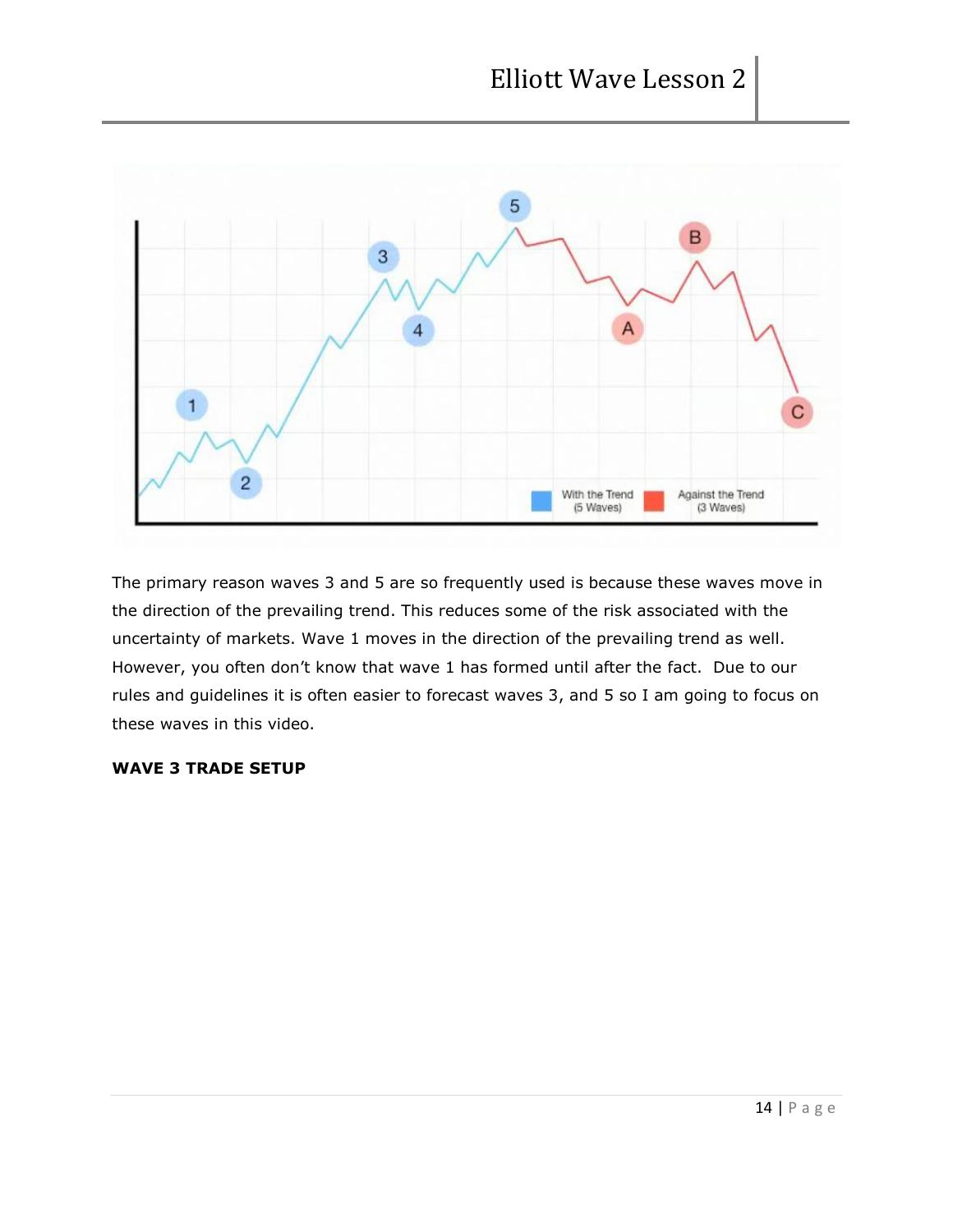The primary reason waves 3 and 5 are so frequently used is because these waves move in the direction of the prevailing trend. This reduces some of the risk associated with the uncertainty of markets. Wave 1 moves in the direction of the prevailing trend as well. However, you often don't know that wave 1 has formed until after the fact. Due to our rules and guidelines it is often easier to forecast waves 3, and 5 so I am going to focus on these waves in this video.

**WAVE 3 TRADE SETUP**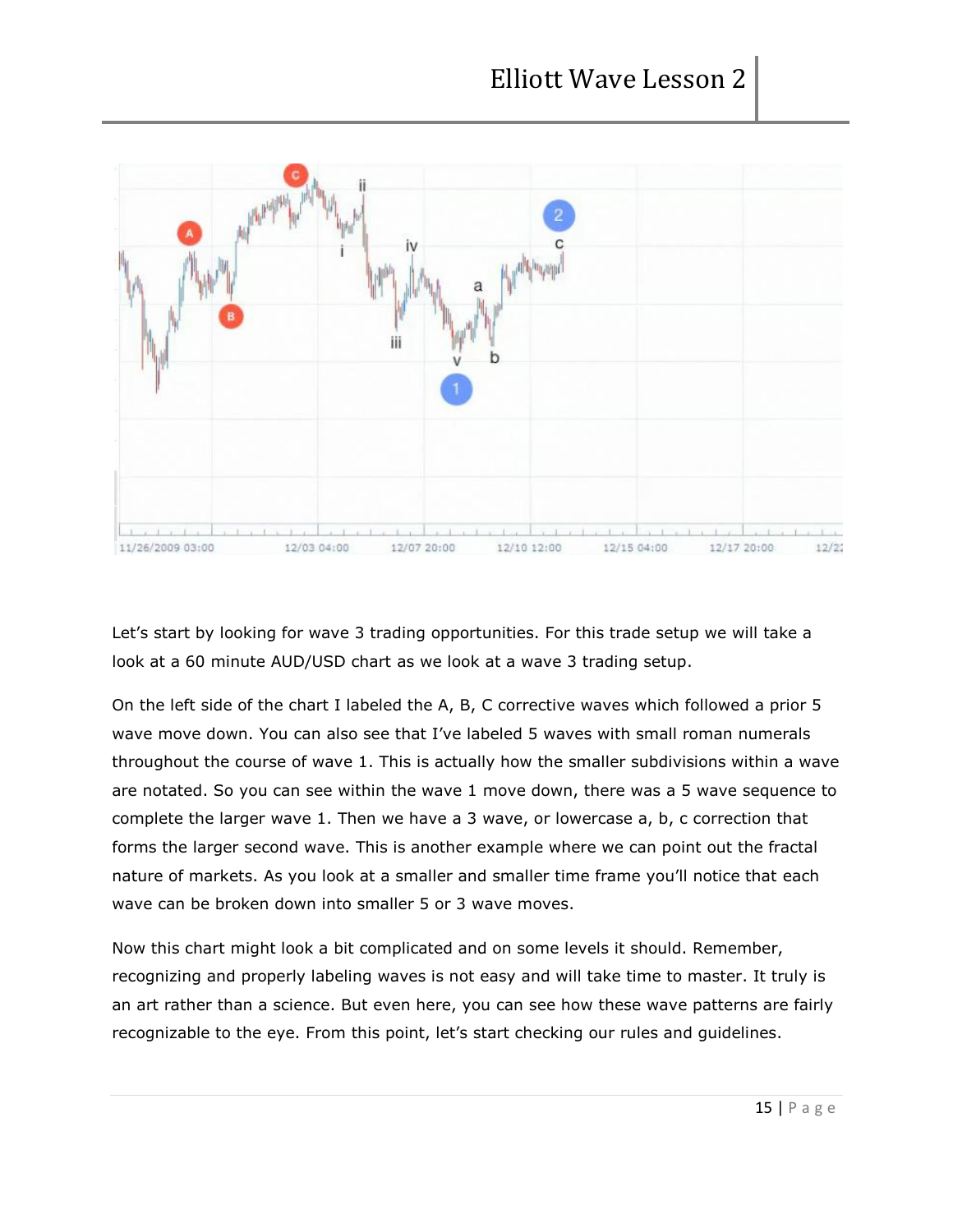Let's start by looking for wave 3 trading opportunities. For this trade setup we will take a look at a 60 minute AUD/USD chart as we look at a wave 3 trading setup.

On the left side of the chart I labeled the A, B, C corrective waves which followed a prior 5 wave move down. You can also see that I've labeled 5 waves with small roman numerals throughout the course of wave 1. This is actually how the smaller subdivisions within a wave are notated. So you can see within the wave 1 move down, there was a 5 wave sequence to complete the larger wave 1. Then we have a 3 wave, or lowercase a, b, c correction that forms the larger second wave. This is another example where we can point out the fractal nature of markets. As you look at a smaller and smaller time frame you'll notice that each wave can be broken down into smaller 5 or 3 wave moves.

Now this chart might look a bit complicated and on some levels it should. Remember, recognizing and properly labeling waves is not easy and will take time to master. It truly is an art rather than a science. But even here, you can see how these wave patterns are fairly recognizable to the eye. From this point, let's start checking our rules and guidelines.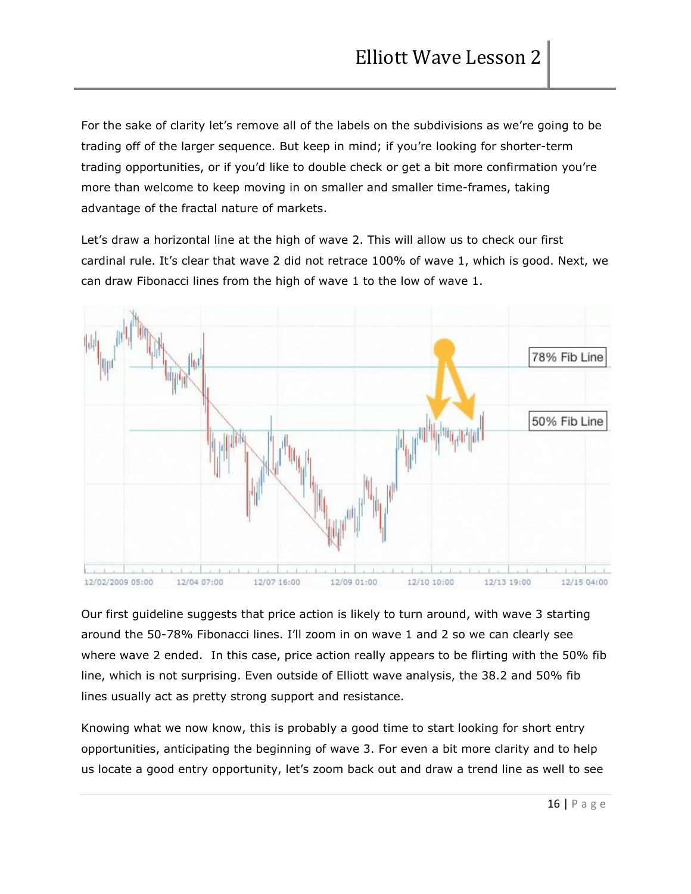For the sake of clarity let's remove all of the labels on the subdivisions as we're going to be trading off of the larger sequence. But keep in mind; if you're looking for shorter-term trading opportunities, or if you'd like to double check or get a bit more confirmation you're more than welcome to keep moving in on smaller and smaller time-frames, taking advantage of the fractal nature of markets.

Let's draw a horizontal line at the high of wave 2. This will allow us to check our first cardinal rule. It's clear that wave 2 did not retrace 100% of wave 1, which is good. Next, we can draw Fibonacci lines from the high of wave 1 to the low of wave 1.

Our first guideline suggests that price action is likely to turn around, with wave 3 starting around the 50-78% Fibonacci lines. I'll zoom in on wave 1 and 2 so we can clearly see where wave 2 ended. In this case, price action really appears to be flirting with the 50% fib line, which is not surprising. Even outside of Elliott wave analysis, the 38.2 and 50% fib lines usually act as pretty strong support and resistance.

Knowing what we now know, this is probably a good time to start looking for short entry opportunities, anticipating the beginning of wave 3. For even a bit more clarity and to help us locate a good entry opportunity, let's zoom back out and draw a trend line as well to see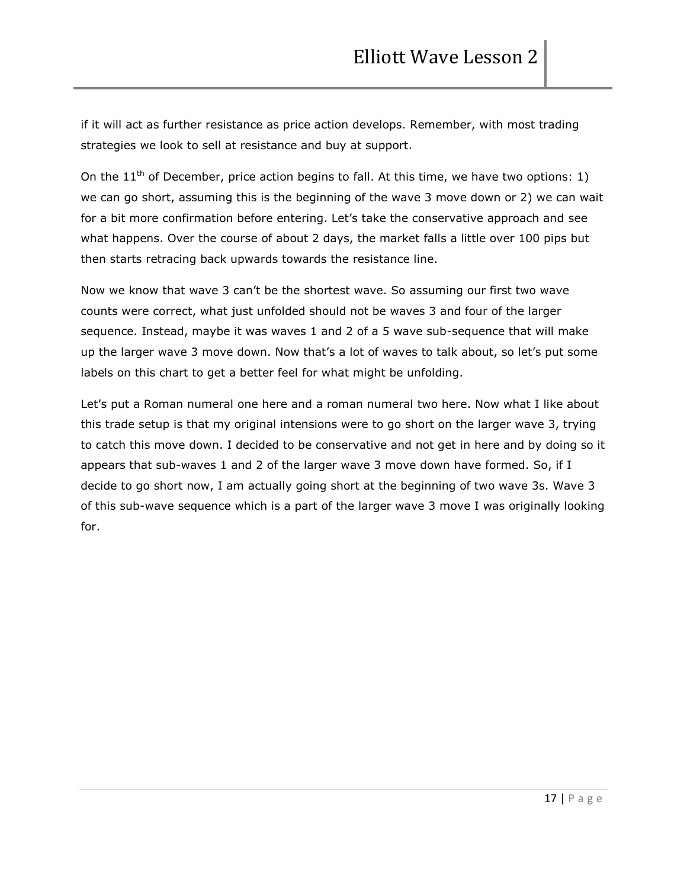if it will act as further resistance as price action develops. Remember, with most trading strategies we look to sell at resistance and buy at support.

On the 11th of December, price action begins to fall. At this time, we have two options: 1) we can go short, assuming this is the beginning of the wave 3 move down or 2) we can wait for a bit more confirmation before entering. Let's take the conservative approach and see what happens. Over the course of about 2 days, the market falls a little over 100 pips but then starts retracing back upwards towards the resistance line.

Now we know that wave 3 can't be the shortest wave. So assuming our first two wave counts were correct, what just unfolded should not be waves 3 and four of the larger sequence. Instead, maybe it was waves 1 and 2 of a 5 wave sub-sequence that will make up the larger wave 3 move down. Now that's a lot of waves to talk about, so let's put some labels on this chart to get a better feel for what might be unfolding.

Let's put a Roman numeral one here and a roman numeral two here. Now what I like about this trade setup is that my original intensions were to go short on the larger wave 3, trying to catch this move down. I decided to be conservative and not get in here and by doing so it appears that sub-waves 1 and 2 of the larger wave 3 move down have formed. So, if I decide to go short now, I am actually going short at the beginning of two wave 3s. Wave 3 of this sub-wave sequence which is a part of the larger wave 3 move I was originally looking for.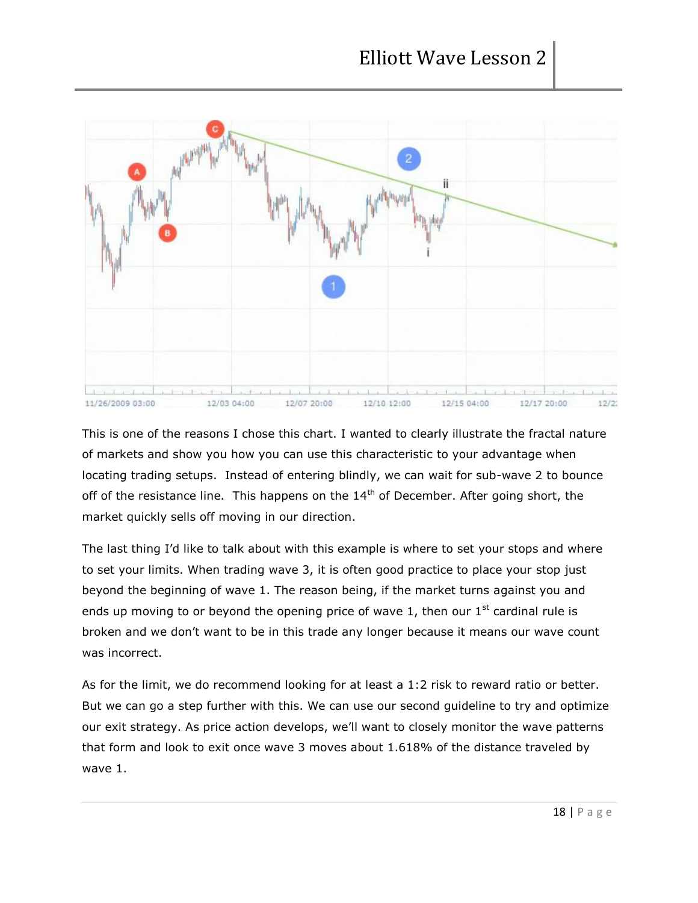This is one of the reasons I chose this chart. I wanted to clearly illustrate the fractal nature of markets and show you how you can use this characteristic to your advantage when locating trading setups. Instead of entering blindly, we can wait for sub-wave 2 to bounce off of the resistance line. This happens on the 14th of December. After going short, the market quickly sells off moving in our direction.

The last thing I'd like to talk about with this example is where to set your stops and where to set your limits. When trading wave 3, it is often good practice to place your stop just beyond the beginning of wave 1. The reason being, if the market turns against you and ends up moving to or beyond the opening price of wave 1, then our 1st cardinal rule is broken and we don't want to be in this trade any longer because it means our wave count was incorrect.

As for the limit, we do recommend looking for at least a 1:2 risk to reward ratio or better. But we can go a step further with this. We can use our second guideline to try and optimize our exit strategy. As price action develops, we'll want to closely monitor the wave patterns that form and look to exit once wave 3 moves about 1.618% of the distance traveled by wave 1.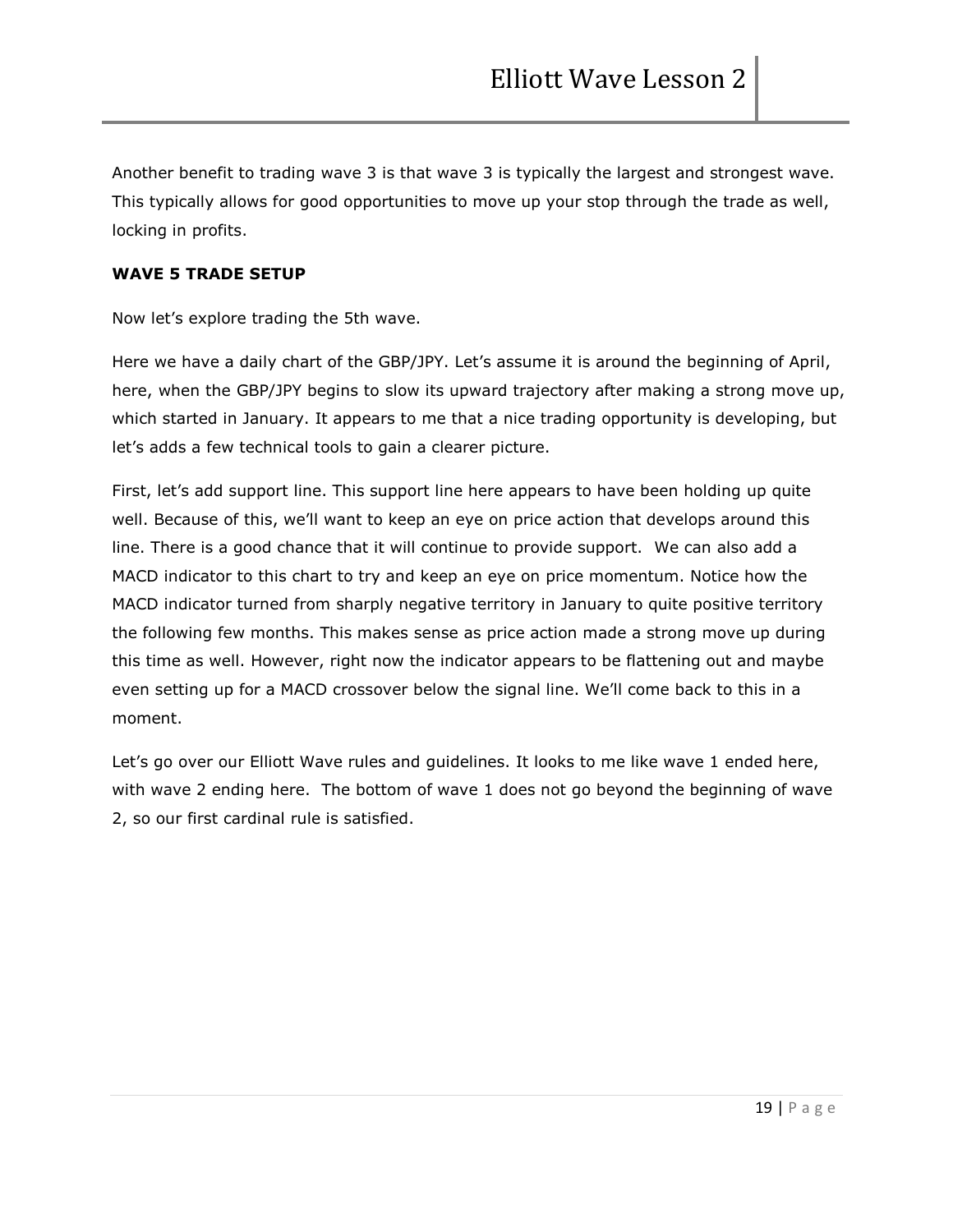Another benefit to trading wave 3 is that wave 3 is typically the largest and strongest wave. This typically allows for good opportunities to move up your stop through the trade as well, locking in profits.

**WAVE 5 TRADE SETUP**

Now let's explore trading the 5th wave.

Here we have a daily chart of the GBP/JPY. Let's assume it is around the beginning of April, here, when the GBP/JPY begins to slow its upward trajectory after making a strong move up, which started in January. It appears to me that a nice trading opportunity is developing, but let's adds a few technical tools to gain a clearer picture.

First, let's add support line. This support line here appears to have been holding up quite well. Because of this, we'll want to keep an eye on price action that develops around this line. There is a good chance that it will continue to provide support. We can also add a MACD indicator to this chart to try and keep an eye on price momentum. Notice how the MACD indicator turned from sharply negative territory in January to quite positive territory the following few months. This makes sense as price action made a strong move up during this time as well. However, right now the indicator appears to be flattening out and maybe even setting up for a MACD crossover below the signal line. We'll come back to this in a moment.

Let's go over our Elliott Wave rules and guidelines. It looks to me like wave 1 ended here, with wave 2 ending here. The bottom of wave 1 does not go beyond the beginning of wave 2, so our first cardinal rule is satisfied.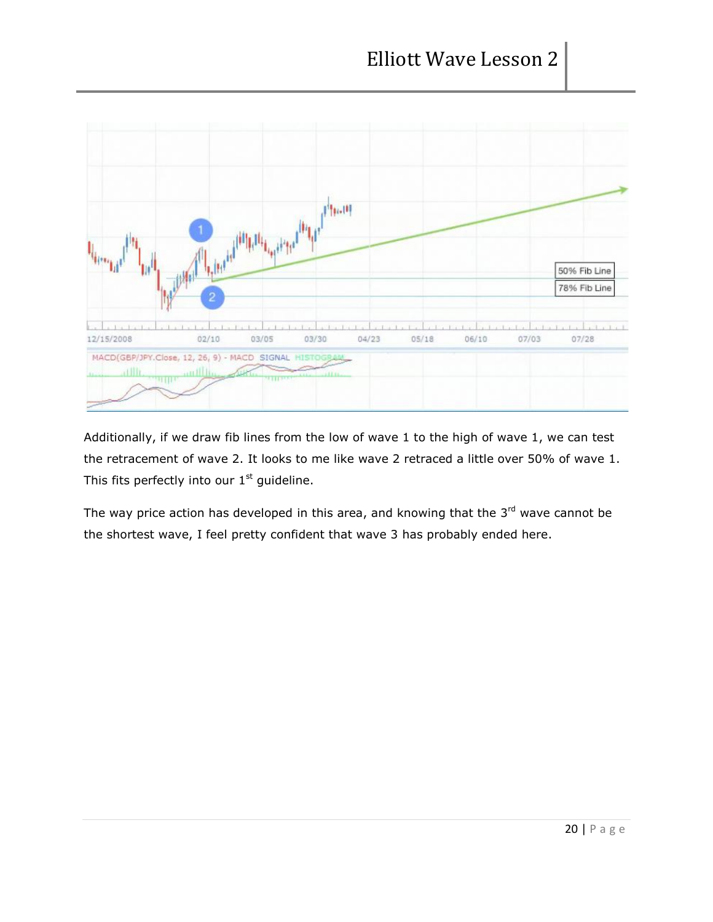Additionally, if we draw fib lines from the low of wave 1 to the high of wave 1, we can test the retracement of wave 2. It looks to me like wave 2 retraced a little over 50% of wave 1. This fits perfectly into our 1st guideline.

The way price action has developed in this area, and knowing that the 3rd wave cannot be the shortest wave, I feel pretty confident that wave 3 has probably ended here.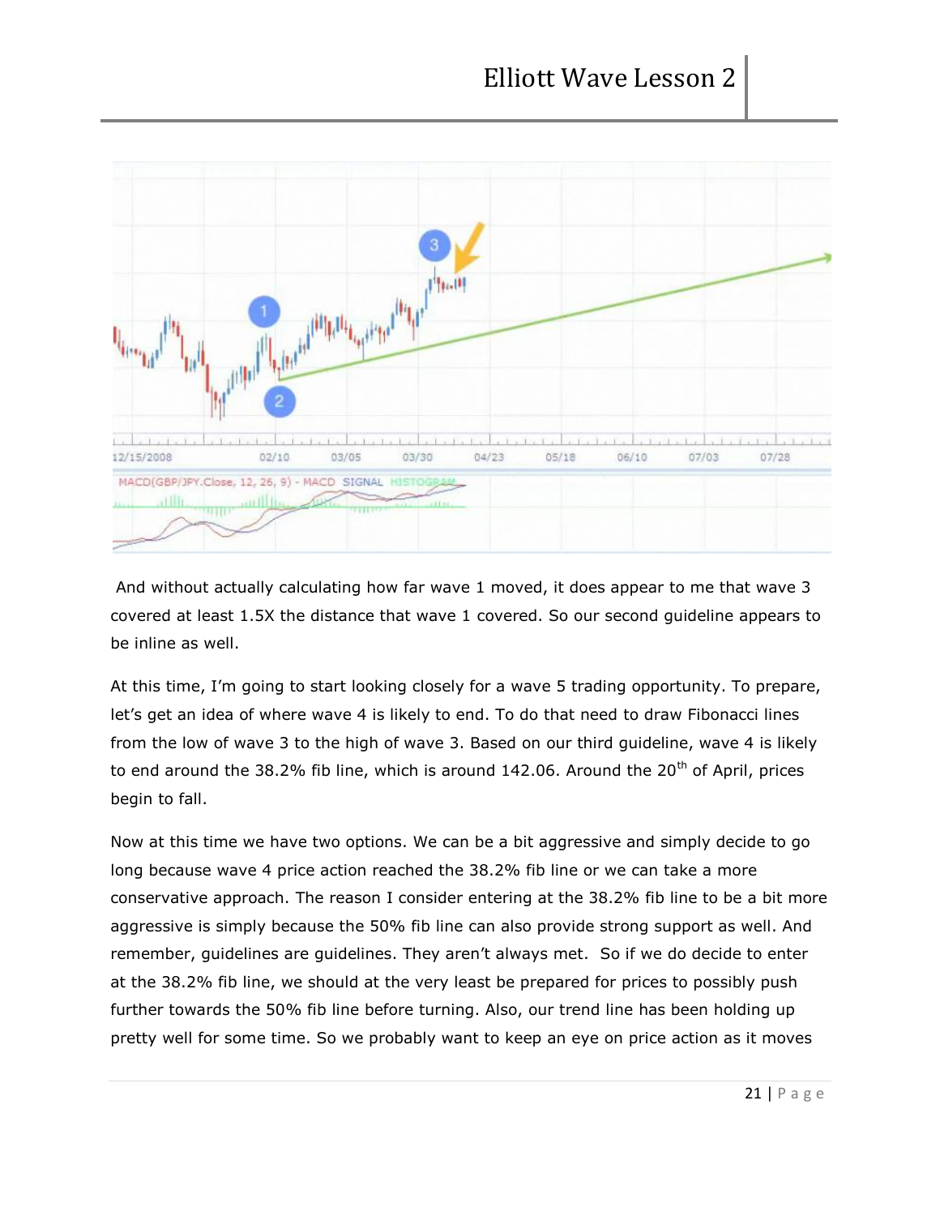And without actually calculating how far wave 1 moved, it does appear to me that wave 3 covered at least 1.5X the distance that wave 1 covered. So our second guideline appears to be inline as well.

At this time, I'm going to start looking closely for a wave 5 trading opportunity. To prepare, let's get an idea of where wave 4 is likely to end. To do that need to draw Fibonacci lines from the low of wave 3 to the high of wave 3. Based on our third guideline, wave 4 is likely to end around the 38.2% fib line, which is around 142.06. Around the 20th of April, prices begin to fall.

Now at this time we have two options. We can be a bit aggressive and simply decide to go long because wave 4 price action reached the 38.2% fib line or we can take a more conservative approach. The reason I consider entering at the 38.2% fib line to be a bit more aggressive is simply because the 50% fib line can also provide strong support as well. And remember, guidelines are guidelines. They aren't always met. So if we do decide to enter at the 38.2% fib line, we should at the very least be prepared for prices to possibly push further towards the 50% fib line before turning. Also, our trend line has been holding up pretty well for some time. So we probably want to keep an eye on price action as it moves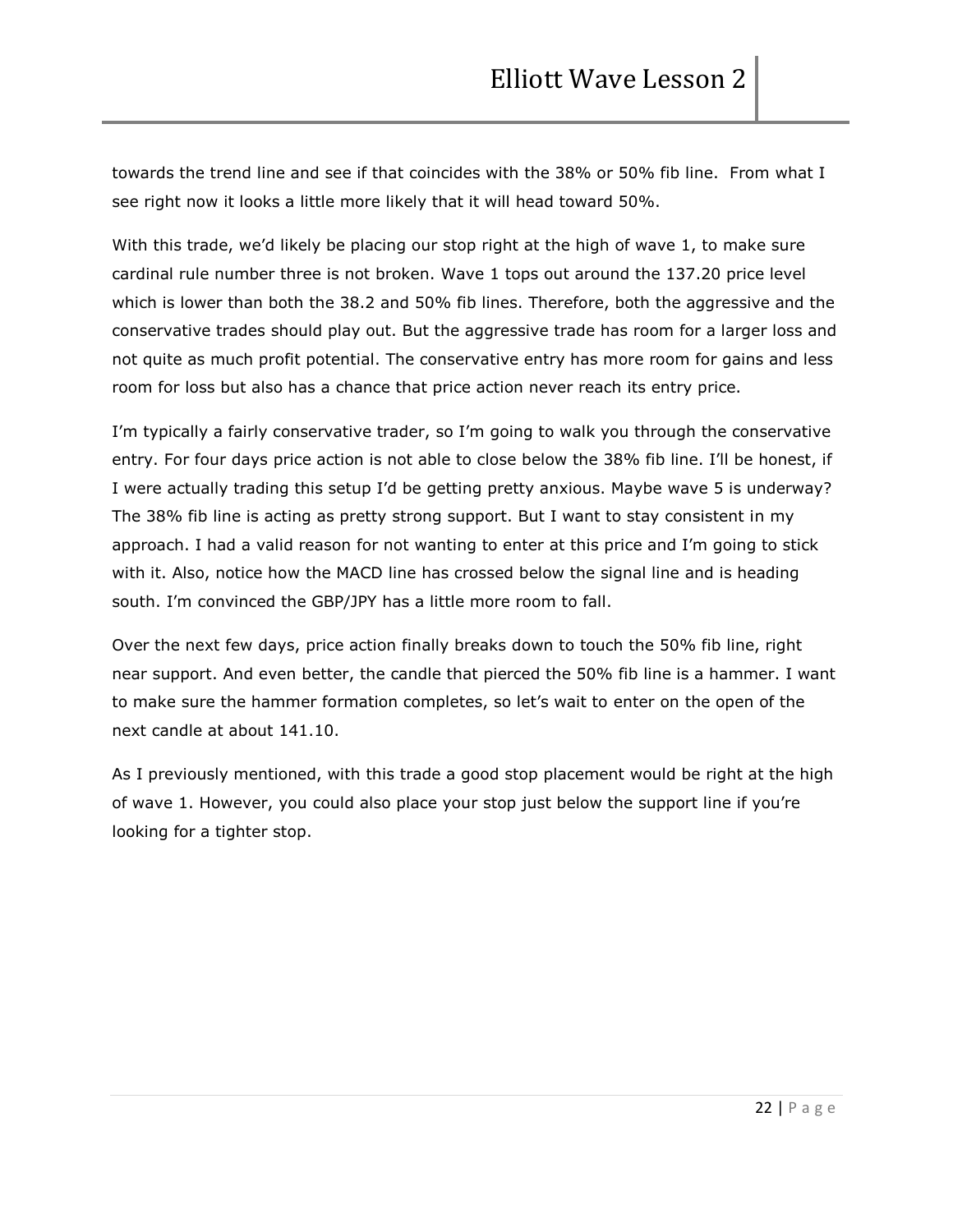towards the trend line and see if that coincides with the 38% or 50% fib line. From what I see right now it looks a little more likely that it will head toward 50%.

With this trade, we'd likely be placing our stop right at the high of wave 1, to make sure cardinal rule number three is not broken. Wave 1 tops out around the 137.20 price level which is lower than both the 38.2 and 50% fib lines. Therefore, both the aggressive and the conservative trades should play out. But the aggressive trade has room for a larger loss and not quite as much profit potential. The conservative entry has more room for gains and less room for loss but also has a chance that price action never reach its entry price.

I'm typically a fairly conservative trader, so I'm going to walk you through the conservative entry. For four days price action is not able to close below the 38% fib line. I'll be honest, if I were actually trading this setup I'd be getting pretty anxious. Maybe wave 5 is underway? The 38% fib line is acting as pretty strong support. But I want to stay consistent in my approach. I had a valid reason for not wanting to enter at this price and I'm going to stick with it. Also, notice how the MACD line has crossed below the signal line and is heading south. I'm convinced the GBP/JPY has a little more room to fall.

Over the next few days, price action finally breaks down to touch the 50% fib line, right near support. And even better, the candle that pierced the 50% fib line is a hammer. I want to make sure the hammer formation completes, so let's wait to enter on the open of the next candle at about 141.10.

As I previously mentioned, with this trade a good stop placement would be right at the high of wave 1. However, you could also place your stop just below the support line if you're looking for a tighter stop.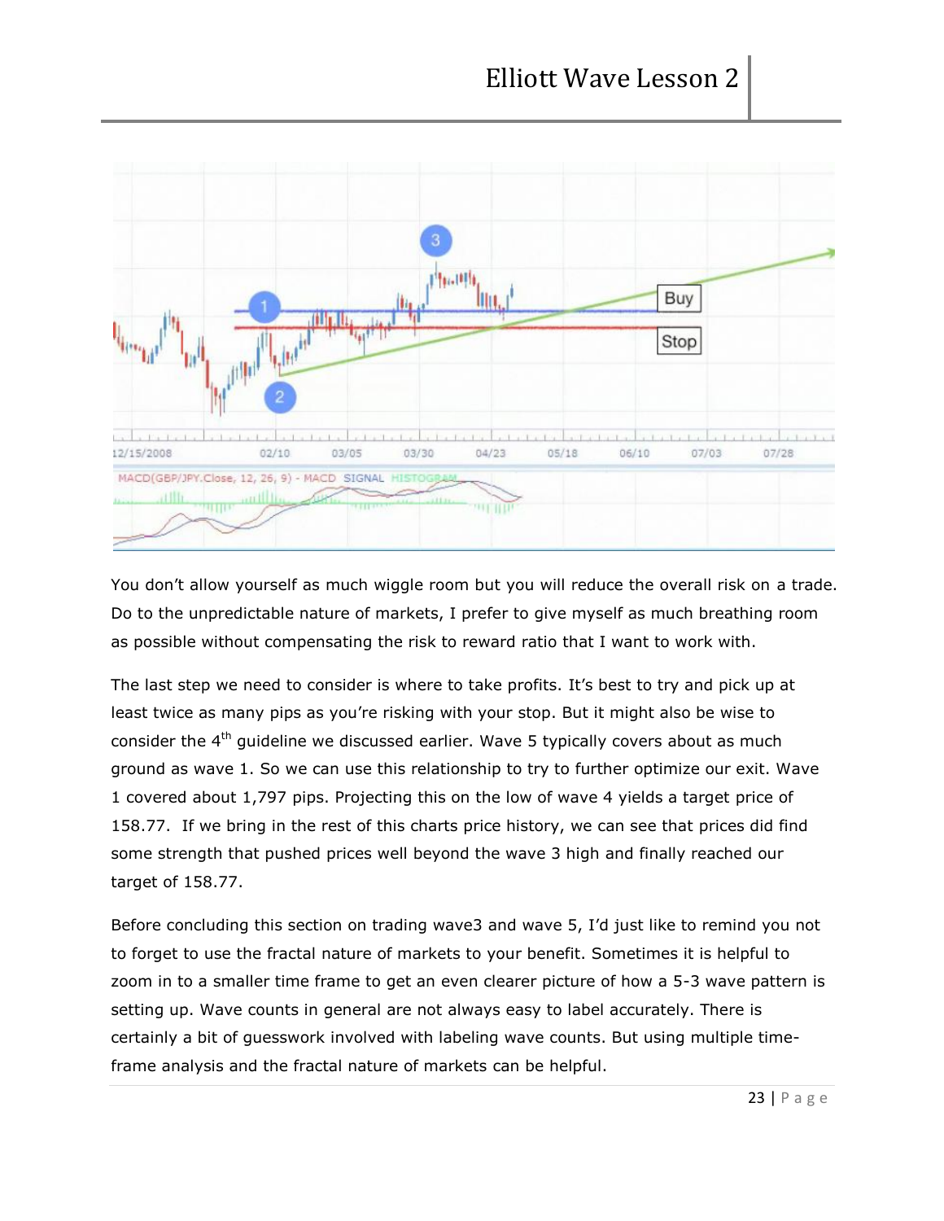You don't allow yourself as much wiggle room but you will reduce the overall risk on a trade. Do to the unpredictable nature of markets, I prefer to give myself as much breathing room as possible without compensating the risk to reward ratio that I want to work with.

The last step we need to consider is where to take profits. It's best to try and pick up at least twice as many pips as you're risking with your stop. But it might also be wise to consider the 4th guideline we discussed earlier. Wave 5 typically covers about as much ground as wave 1. So we can use this relationship to try to further optimize our exit. Wave 1 covered about 1,797 pips. Projecting this on the low of wave 4 yields a target price of 158.77. If we bring in the rest of this charts price history, we can see that prices did find some strength that pushed prices well beyond the wave 3 high and finally reached our target of 158.77.

Before concluding this section on trading wave3 and wave 5, I'd just like to remind you not to forget to use the fractal nature of markets to your benefit. Sometimes it is helpful to zoom in to a smaller time frame to get an even clearer picture of how a 5-3 wave pattern is setting up. Wave counts in general are not always easy to label accurately. There is certainly a bit of guesswork involved with labeling wave counts. But using multiple time-frame analysis and the fractal nature of markets can be helpful.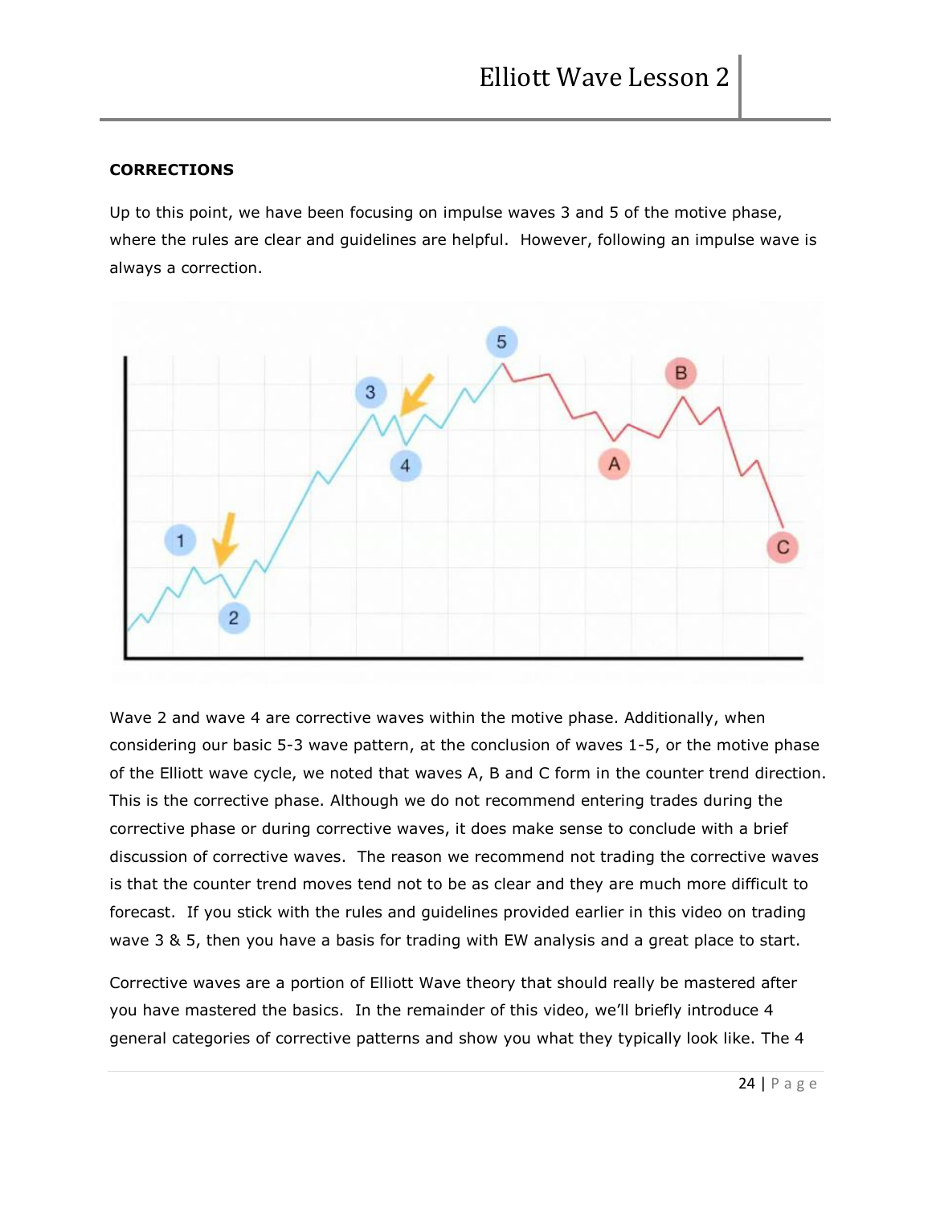**CORRECTIONS**

Up to this point, we have been focusing on impulse waves 3 and 5 of the motive phase, where the rules are clear and guidelines are helpful. However, following an impulse wave is always a correction.

Wave 2 and wave 4 are corrective waves within the motive phase. Additionally, when considering our basic 5-3 wave pattern, at the conclusion of waves 1-5, or the motive phase of the Elliott wave cycle, we noted that waves A, B and C form in the counter trend direction. This is the corrective phase. Although we do not recommend entering trades during the corrective phase or during corrective waves, it does make sense to conclude with a brief discussion of corrective waves. The reason we recommend not trading the corrective waves is that the counter trend moves tend not to be as clear and they are much more difficult to forecast. If you stick with the rules and guidelines provided earlier in this video on trading wave 3 & 5, then you have a basis for trading with EW analysis and a great place to start.

Corrective waves are a portion of Elliott Wave theory that should really be mastered after you have mastered the basics. In the remainder of this video, we'll briefly introduce 4 general categories of corrective patterns and show you what they typically look like. The 4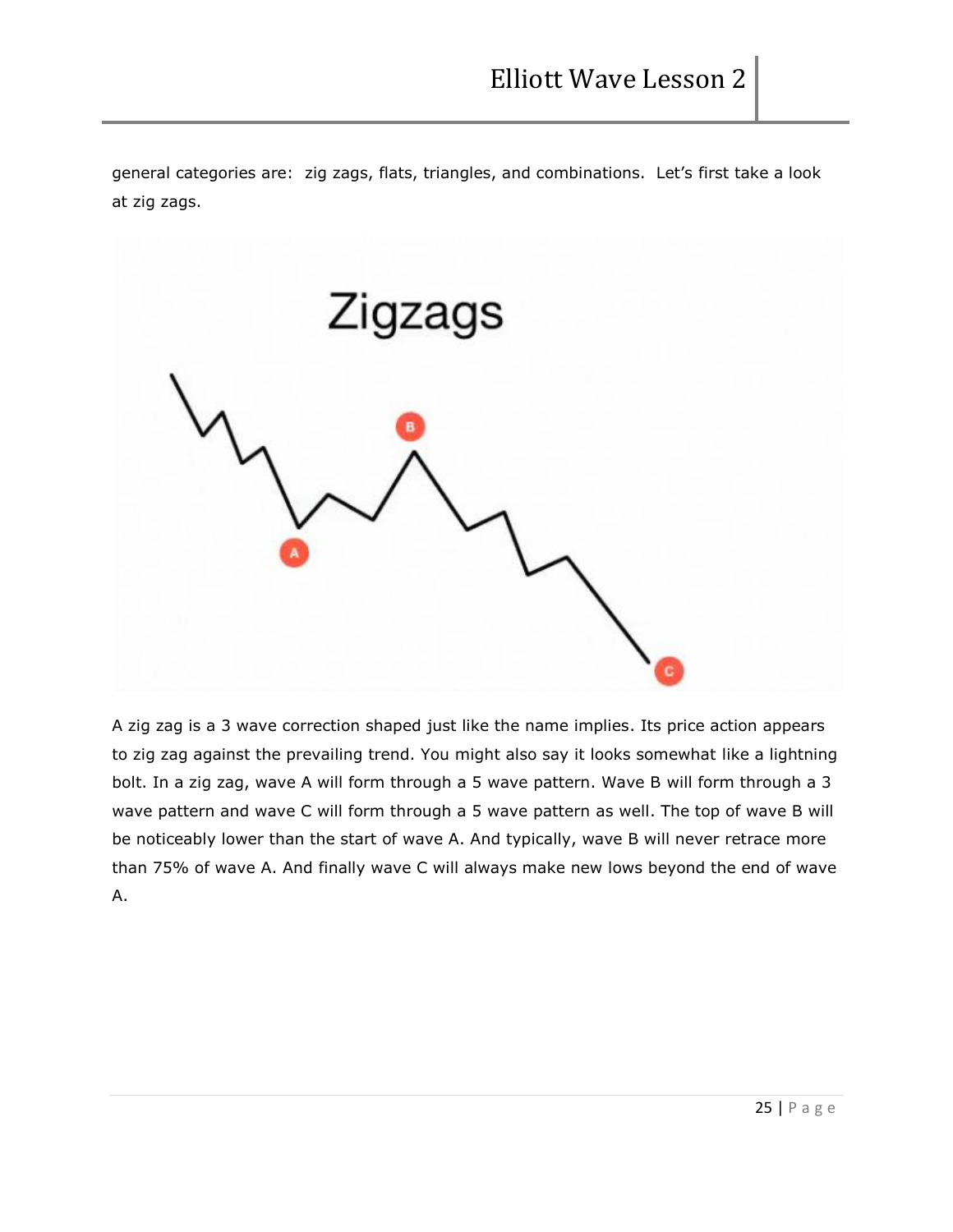general categories are: zig zags, flats, triangles, and combinations. Let's first take a look at zig zags.

A zig zag is a 3 wave correction shaped just like the name implies. Its price action appears to zig zag against the prevailing trend. You might also say it looks somewhat like a lightning bolt. In a zig zag, wave A will form through a 5 wave pattern. Wave B will form through a 3 wave pattern and wave C will form through a 5 wave pattern as well. The top of wave B will be noticeably lower than the start of wave A. And typically, wave B will never retrace more than 75% of wave A. And finally wave C will always make new lows beyond the end of wave A.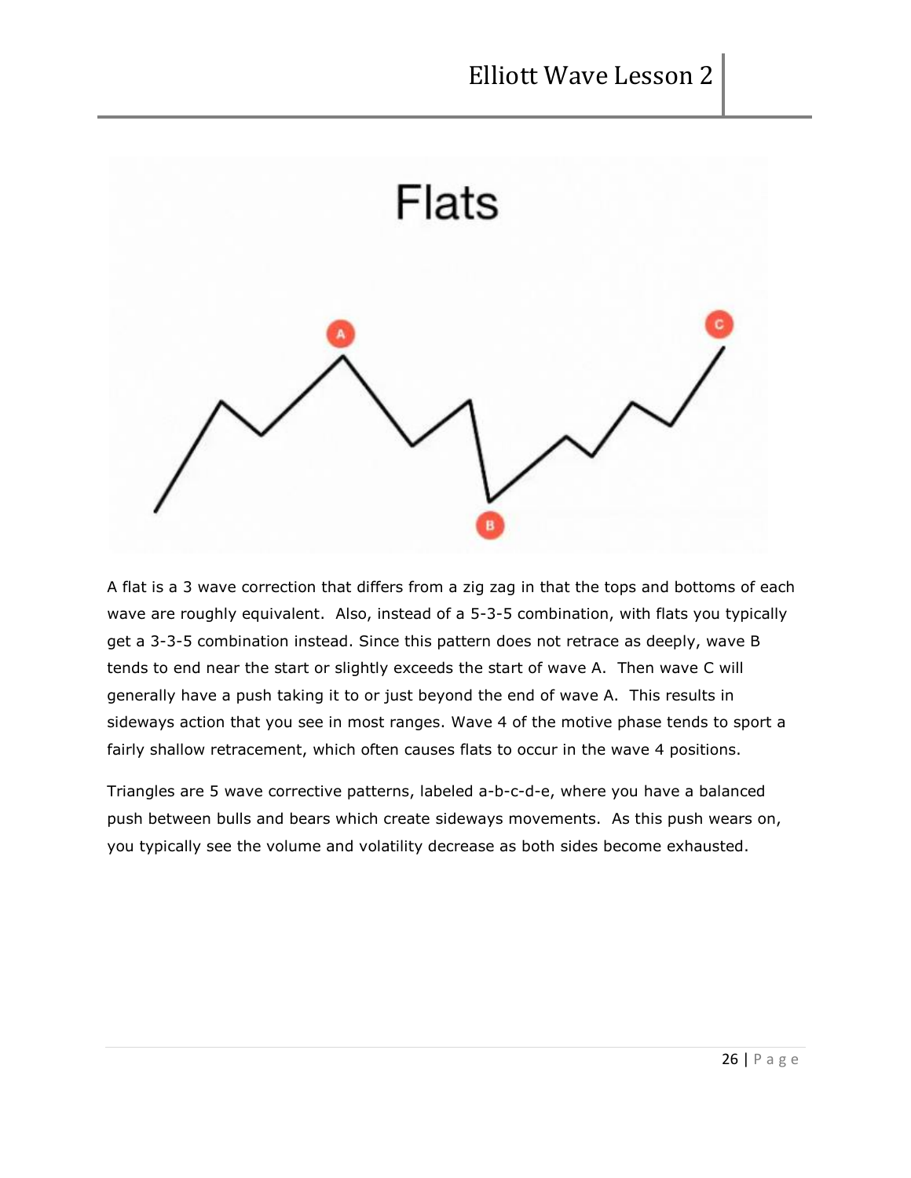A flat is a 3 wave correction that differs from a zig zag in that the tops and bottoms of each wave are roughly equivalent. Also, instead of a 5-3-5 combination, with flats you typically get a 3-3-5 combination instead. Since this pattern does not retrace as deeply, wave B tends to end near the start or slightly exceeds the start of wave A. Then wave C will generally have a push taking it to or just beyond the end of wave A. This results in sideways action that you see in most ranges. Wave 4 of the motive phase tends to sport a fairly shallow retracement, which often causes flats to occur in the wave 4 positions.

Triangles are 5 wave corrective patterns, labeled a-b-c-d-e, where you have a balanced push between bulls and bears which create sideways movements. As this push wears on, you typically see the volume and volatility decrease as both sides become exhausted.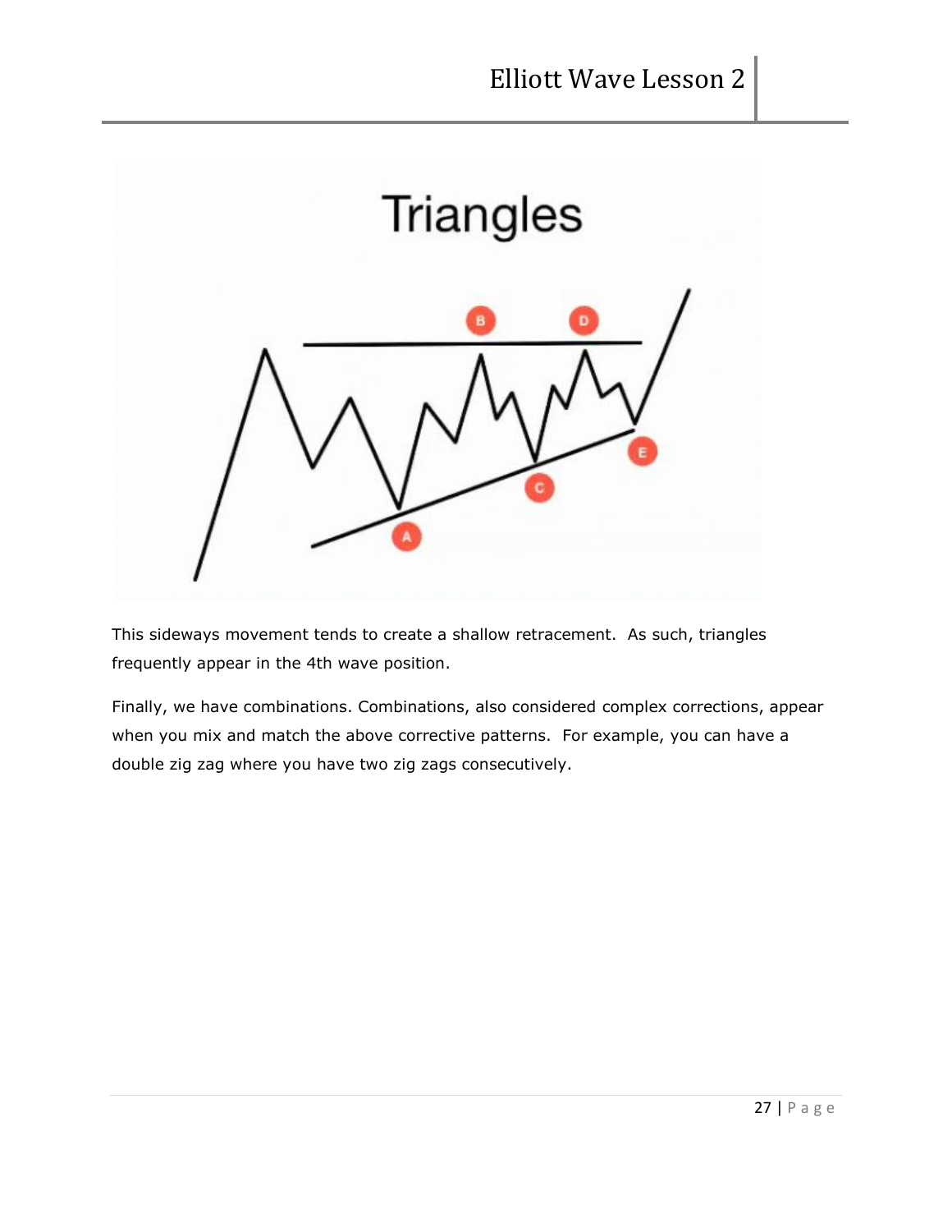This sideways movement tends to create a shallow retracement. As such, triangles frequently appear in the 4th wave position.

Finally, we have combinations. Combinations, also considered complex corrections, appear when you mix and match the above corrective patterns. For example, you can have a double zig zag where you have two zig zags consecutively.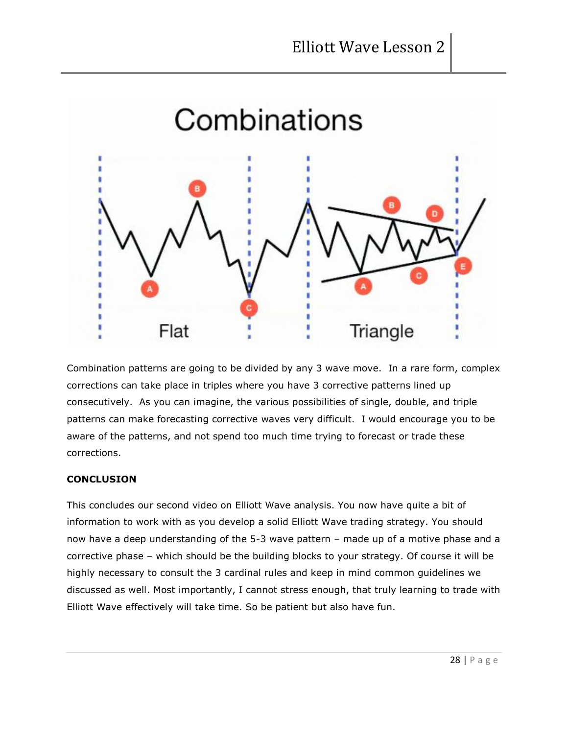Combination patterns are going to be divided by any 3 wave move. In a rare form, complex corrections can take place in triples where you have 3 corrective patterns lined up consecutively. As you can imagine, the various possibilities of single, double, and triple patterns can make forecasting corrective waves very difficult. I would encourage you to be aware of the patterns, and not spend too much time trying to forecast or trade these corrections.

**CONCLUSION**

This concludes our second video on Elliott Wave analysis. You now have quite a bit of information to work with as you develop a solid Elliott Wave trading strategy. You should now have a deep understanding of the 5-3 wave pattern – made up of a motive phase and a corrective phase – which should be the building blocks to your strategy. Of course it will be highly necessary to consult the 3 cardinal rules and keep in mind common guidelines we discussed as well. Most importantly, I cannot stress enough, that truly learning to trade with Elliott Wave effectively will take time. So be patient but also have fun.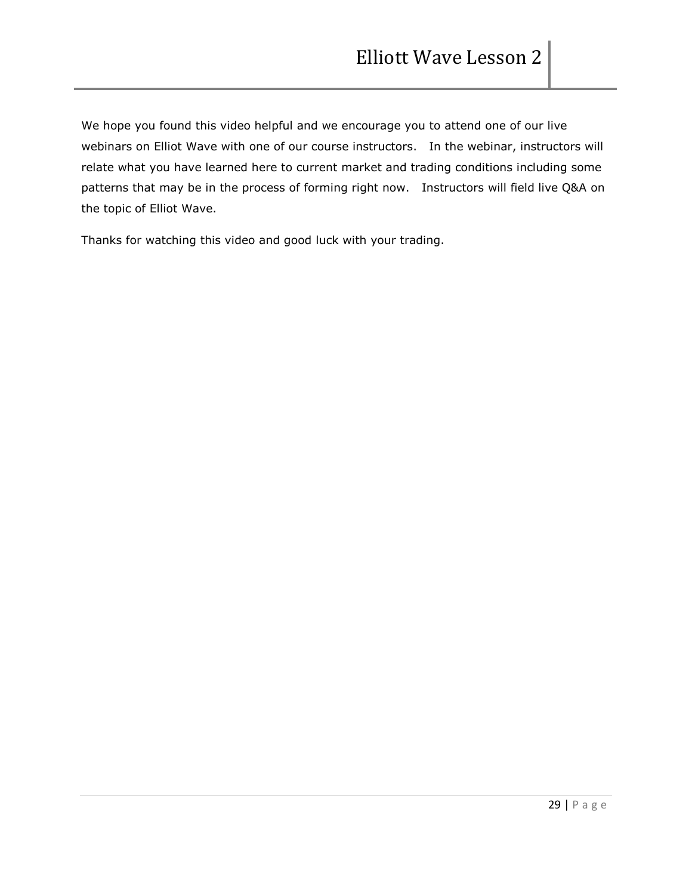We hope you found this video helpful and we encourage you to attend one of our live webinars on Elliot Wave with one of our course instructors. In the webinar, instructors will relate what you have learned here to current market and trading conditions including some patterns that may be in the process of forming right now. Instructors will field live Q&A on the topic of Elliot Wave.

Thanks for watching this video and good luck with your trading.